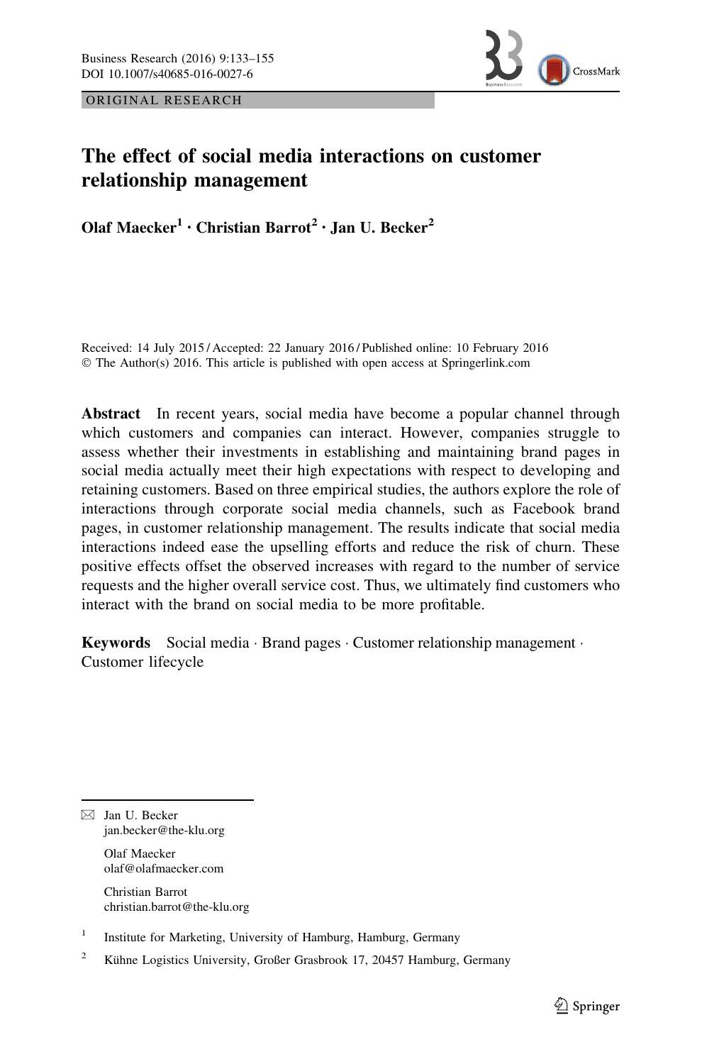ORIGINAL RESEARCH

# The effect of social media interactions on customer relationship management

**Olaf Maecker[1] · Christian Barrot[2] · Jan U. Becker[2]**

Received: 14 July 2015 / Accepted: 22 January 2016 / Published online: 10 February 2016
© The Author(s) 2016. This article is published with open access at Springerlink.com

**Abstract** In recent years, social media have become a popular channel through which customers and companies can interact. However, companies struggle to assess whether their investments in establishing and maintaining brand pages in social media actually meet their high expectations with respect to developing and retaining customers. Based on three empirical studies, the authors explore the role of interactions through corporate social media channels, such as Facebook brand pages, in customer relationship management. The results indicate that social media interactions indeed ease the upselling efforts and reduce the risk of churn. These positive effects offset the observed increases with regard to the number of service requests and the higher overall service cost. Thus, we ultimately find customers who interact with the brand on social media to be more profitable.

**Keywords** Social media · Brand pages · Customer relationship management · Customer lifecycle

✉ Jan U. Becker
jan.becker@the-klu.org

Olaf Maecker
olaf@olafmaecker.com

Christian Barrot
christian.barrot@the-klu.org

[1] Institute for Marketing, University of Hamburg, Hamburg, Germany

[2] Kühne Logistics University, Großer Grasbrook 17, 20457 Hamburg, Germany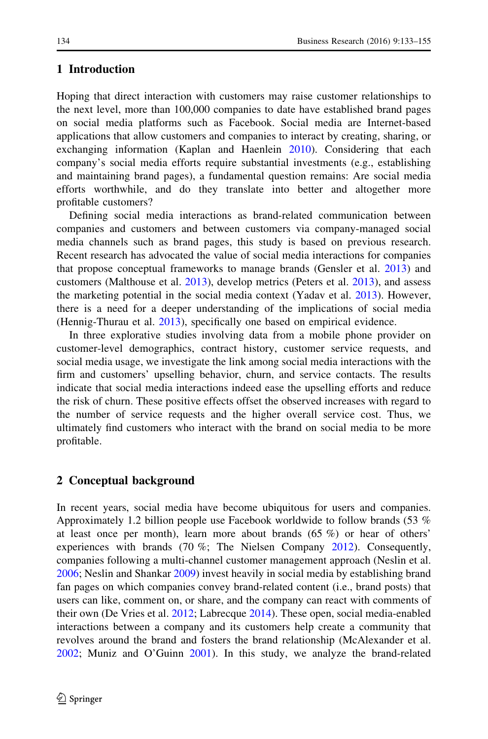## 1 Introduction

Hoping that direct interaction with customers may raise customer relationships to the next level, more than 100,000 companies to date have established brand pages on social media platforms such as Facebook. Social media are Internet-based applications that allow customers and companies to interact by creating, sharing, or exchanging information (Kaplan and Haenlein 2010). Considering that each company's social media efforts require substantial investments (e.g., establishing and maintaining brand pages), a fundamental question remains: Are social media efforts worthwhile, and do they translate into better and altogether more profitable customers?

Defining social media interactions as brand-related communication between companies and customers and between customers via company-managed social media channels such as brand pages, this study is based on previous research. Recent research has advocated the value of social media interactions for companies that propose conceptual frameworks to manage brands (Gensler et al. 2013) and customers (Malthouse et al. 2013), develop metrics (Peters et al. 2013), and assess the marketing potential in the social media context (Yadav et al. 2013). However, there is a need for a deeper understanding of the implications of social media (Hennig-Thurau et al. 2013), specifically one based on empirical evidence.

In three explorative studies involving data from a mobile phone provider on customer-level demographics, contract history, customer service requests, and social media usage, we investigate the link among social media interactions with the firm and customers' upselling behavior, churn, and service contacts. The results indicate that social media interactions indeed ease the upselling efforts and reduce the risk of churn. These positive effects offset the observed increases with regard to the number of service requests and the higher overall service cost. Thus, we ultimately find customers who interact with the brand on social media to be more profitable.

## 2 Conceptual background

In recent years, social media have become ubiquitous for users and companies. Approximately 1.2 billion people use Facebook worldwide to follow brands (53 % at least once per month), learn more about brands (65 %) or hear of others' experiences with brands (70 %; The Nielsen Company 2012). Consequently, companies following a multi-channel customer management approach (Neslin et al. 2006; Neslin and Shankar 2009) invest heavily in social media by establishing brand fan pages on which companies convey brand-related content (i.e., brand posts) that users can like, comment on, or share, and the company can react with comments of their own (De Vries et al. 2012; Labrecque 2014). These open, social media-enabled interactions between a company and its customers help create a community that revolves around the brand and fosters the brand relationship (McAlexander et al. 2002; Muniz and O'Guinn 2001). In this study, we analyze the brand-related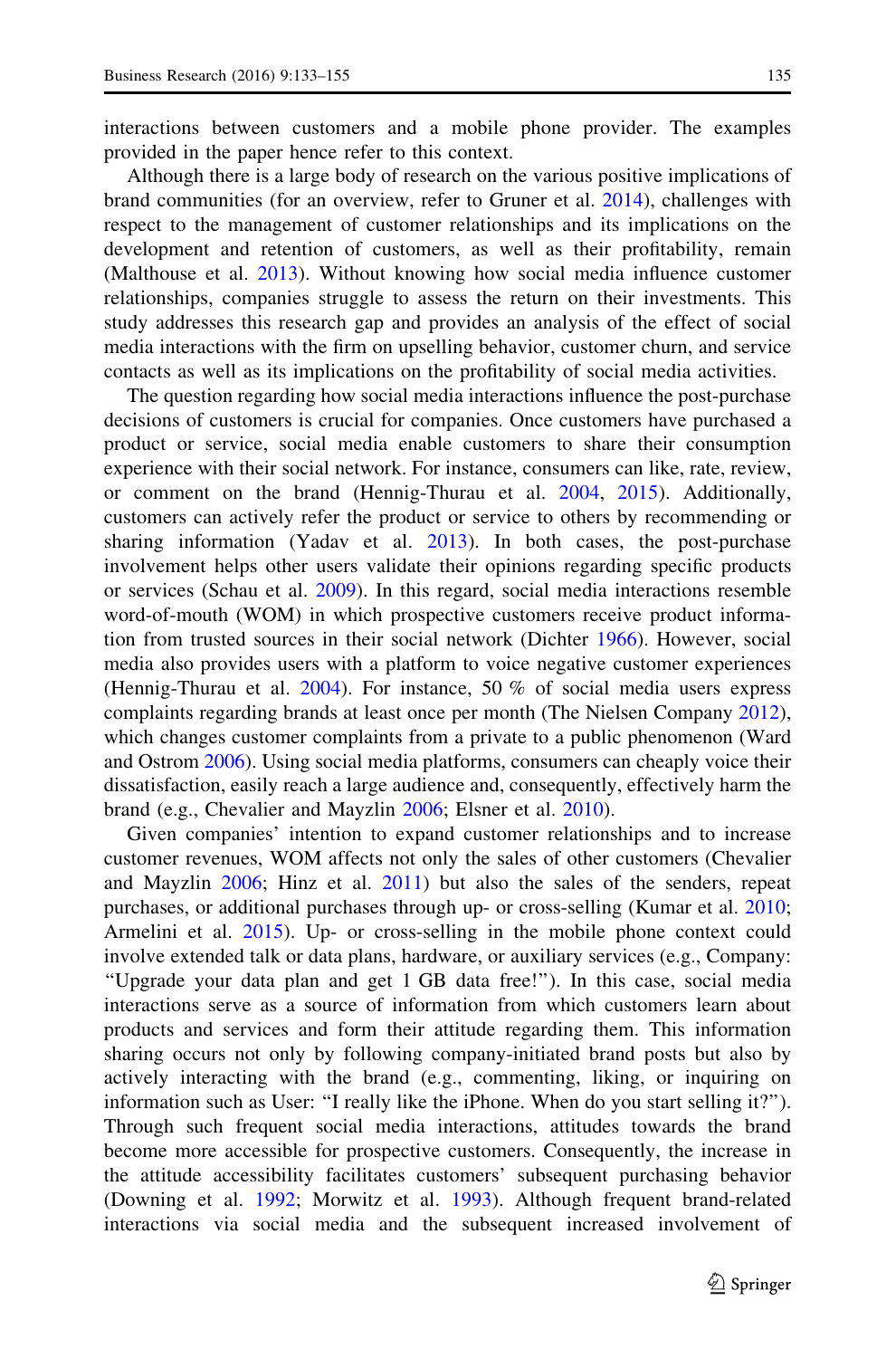interactions between customers and a mobile phone provider. The examples provided in the paper hence refer to this context.

Although there is a large body of research on the various positive implications of brand communities (for an overview, refer to Gruner et al. 2014), challenges with respect to the management of customer relationships and its implications on the development and retention of customers, as well as their profitability, remain (Malthouse et al. 2013). Without knowing how social media influence customer relationships, companies struggle to assess the return on their investments. This study addresses this research gap and provides an analysis of the effect of social media interactions with the firm on upselling behavior, customer churn, and service contacts as well as its implications on the profitability of social media activities.

The question regarding how social media interactions influence the post-purchase decisions of customers is crucial for companies. Once customers have purchased a product or service, social media enable customers to share their consumption experience with their social network. For instance, consumers can like, rate, review, or comment on the brand (Hennig-Thurau et al. 2004, 2015). Additionally, customers can actively refer the product or service to others by recommending or sharing information (Yadav et al. 2013). In both cases, the post-purchase involvement helps other users validate their opinions regarding specific products or services (Schau et al. 2009). In this regard, social media interactions resemble word-of-mouth (WOM) in which prospective customers receive product information from trusted sources in their social network (Dichter 1966). However, social media also provides users with a platform to voice negative customer experiences (Hennig-Thurau et al. 2004). For instance, 50 % of social media users express complaints regarding brands at least once per month (The Nielsen Company 2012), which changes customer complaints from a private to a public phenomenon (Ward and Ostrom 2006). Using social media platforms, consumers can cheaply voice their dissatisfaction, easily reach a large audience and, consequently, effectively harm the brand (e.g., Chevalier and Mayzlin 2006; Elsner et al. 2010).

Given companies' intention to expand customer relationships and to increase customer revenues, WOM affects not only the sales of other customers (Chevalier and Mayzlin 2006; Hinz et al. 2011) but also the sales of the senders, repeat purchases, or additional purchases through up- or cross-selling (Kumar et al. 2010; Armelini et al. 2015). Up- or cross-selling in the mobile phone context could involve extended talk or data plans, hardware, or auxiliary services (e.g., Company: "Upgrade your data plan and get 1 GB data free!"). In this case, social media interactions serve as a source of information from which customers learn about products and services and form their attitude regarding them. This information sharing occurs not only by following company-initiated brand posts but also by actively interacting with the brand (e.g., commenting, liking, or inquiring on information such as User: "I really like the iPhone. When do you start selling it?"). Through such frequent social media interactions, attitudes towards the brand become more accessible for prospective customers. Consequently, the increase in the attitude accessibility facilitates customers' subsequent purchasing behavior (Downing et al. 1992; Morwitz et al. 1993). Although frequent brand-related interactions via social media and the subsequent increased involvement of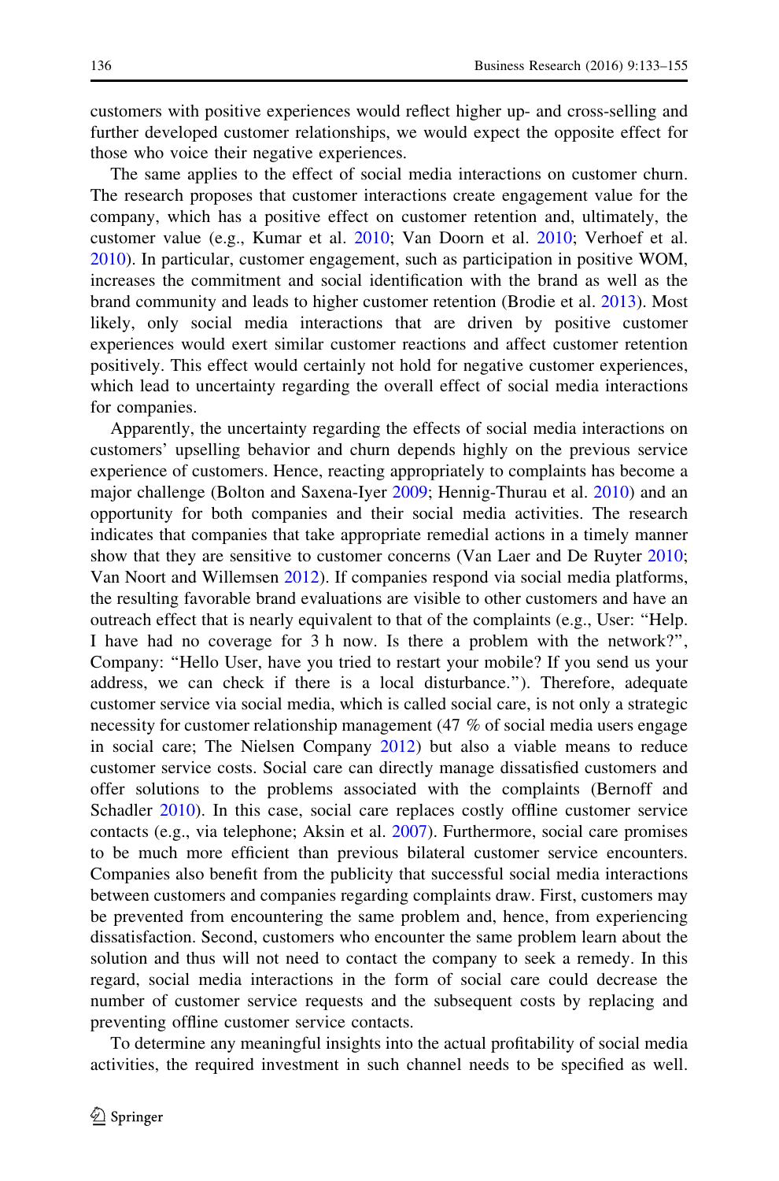customers with positive experiences would reflect higher up- and cross-selling and further developed customer relationships, we would expect the opposite effect for those who voice their negative experiences.

The same applies to the effect of social media interactions on customer churn. The research proposes that customer interactions create engagement value for the company, which has a positive effect on customer retention and, ultimately, the customer value (e.g., Kumar et al. 2010; Van Doorn et al. 2010; Verhoef et al. 2010). In particular, customer engagement, such as participation in positive WOM, increases the commitment and social identification with the brand as well as the brand community and leads to higher customer retention (Brodie et al. 2013). Most likely, only social media interactions that are driven by positive customer experiences would exert similar customer reactions and affect customer retention positively. This effect would certainly not hold for negative customer experiences, which lead to uncertainty regarding the overall effect of social media interactions for companies.

Apparently, the uncertainty regarding the effects of social media interactions on customers' upselling behavior and churn depends highly on the previous service experience of customers. Hence, reacting appropriately to complaints has become a major challenge (Bolton and Saxena-Iyer 2009; Hennig-Thurau et al. 2010) and an opportunity for both companies and their social media activities. The research indicates that companies that take appropriate remedial actions in a timely manner show that they are sensitive to customer concerns (Van Laer and De Ruyter 2010; Van Noort and Willemsen 2012). If companies respond via social media platforms, the resulting favorable brand evaluations are visible to other customers and have an outreach effect that is nearly equivalent to that of the complaints (e.g., User: "Help. I have had no coverage for 3 h now. Is there a problem with the network?", Company: "Hello User, have you tried to restart your mobile? If you send us your address, we can check if there is a local disturbance."). Therefore, adequate customer service via social media, which is called social care, is not only a strategic necessity for customer relationship management (47 % of social media users engage in social care; The Nielsen Company 2012) but also a viable means to reduce customer service costs. Social care can directly manage dissatisfied customers and offer solutions to the problems associated with the complaints (Bernoff and Schadler 2010). In this case, social care replaces costly offline customer service contacts (e.g., via telephone; Aksin et al. 2007). Furthermore, social care promises to be much more efficient than previous bilateral customer service encounters. Companies also benefit from the publicity that successful social media interactions between customers and companies regarding complaints draw. First, customers may be prevented from encountering the same problem and, hence, from experiencing dissatisfaction. Second, customers who encounter the same problem learn about the solution and thus will not need to contact the company to seek a remedy. In this regard, social media interactions in the form of social care could decrease the number of customer service requests and the subsequent costs by replacing and preventing offline customer service contacts.

To determine any meaningful insights into the actual profitability of social media activities, the required investment in such channel needs to be specified as well.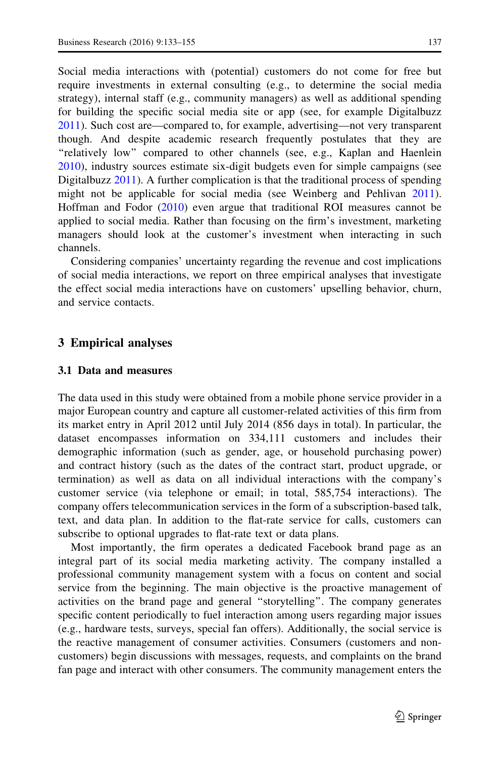Social media interactions with (potential) customers do not come for free but require investments in external consulting (e.g., to determine the social media strategy), internal staff (e.g., community managers) as well as additional spending for building the specific social media site or app (see, for example Digitalbuzz 2011). Such cost are—compared to, for example, advertising—not very transparent though. And despite academic research frequently postulates that they are "relatively low" compared to other channels (see, e.g., Kaplan and Haenlein 2010), industry sources estimate six-digit budgets even for simple campaigns (see Digitalbuzz 2011). A further complication is that the traditional process of spending might not be applicable for social media (see Weinberg and Pehlivan 2011). Hoffman and Fodor (2010) even argue that traditional ROI measures cannot be applied to social media. Rather than focusing on the firm's investment, marketing managers should look at the customer's investment when interacting in such channels.

Considering companies' uncertainty regarding the revenue and cost implications of social media interactions, we report on three empirical analyses that investigate the effect social media interactions have on customers' upselling behavior, churn, and service contacts.

## 3 Empirical analyses

### 3.1 Data and measures

The data used in this study were obtained from a mobile phone service provider in a major European country and capture all customer-related activities of this firm from its market entry in April 2012 until July 2014 (856 days in total). In particular, the dataset encompasses information on 334,111 customers and includes their demographic information (such as gender, age, or household purchasing power) and contract history (such as the dates of the contract start, product upgrade, or termination) as well as data on all individual interactions with the company's customer service (via telephone or email; in total, 585,754 interactions). The company offers telecommunication services in the form of a subscription-based talk, text, and data plan. In addition to the flat-rate service for calls, customers can subscribe to optional upgrades to flat-rate text or data plans.

Most importantly, the firm operates a dedicated Facebook brand page as an integral part of its social media marketing activity. The company installed a professional community management system with a focus on content and social service from the beginning. The main objective is the proactive management of activities on the brand page and general "storytelling". The company generates specific content periodically to fuel interaction among users regarding major issues (e.g., hardware tests, surveys, special fan offers). Additionally, the social service is the reactive management of consumer activities. Consumers (customers and non-customers) begin discussions with messages, requests, and complaints on the brand fan page and interact with other consumers. The community management enters the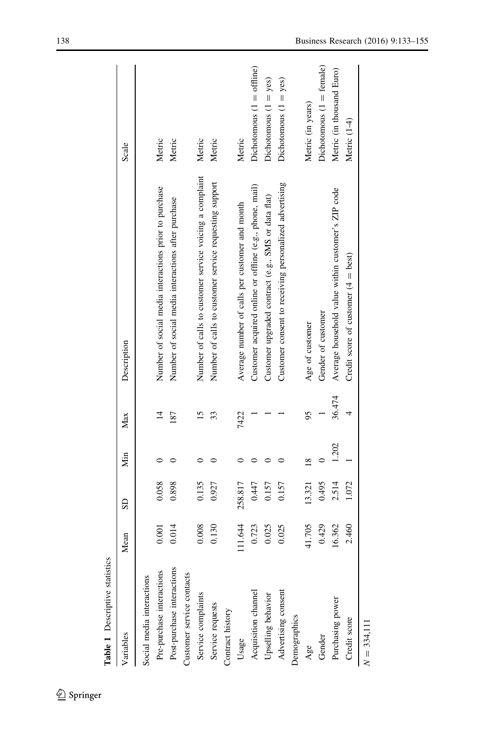**Table 1** Descriptive statistics

| Variables | Mean | SD | Min | Max | Description | Scale |
|---|---|---|---|---|---|---|
| Social media interactions | | | | | | |
| Pre-purchase interactions | 0.001 | 0.058 | 0 | 14 | Number of social media interactions prior to purchase | Metric |
| Post-purchase interactions | 0.014 | 0.898 | 0 | 187 | Number of social media interactions after purchase | Metric |
| Customer service contacts | | | | | | |
| Service complaints | 0.008 | 0.135 | 0 | 15 | Number of calls to customer service voicing a complaint | Metric |
| Service requests | 0.130 | 0.927 | 0 | 33 | Number of calls to customer service requesting support | Metric |
| Contract history | | | | | | |
| Usage | 111.644 | 258.817 | 0 | 7422 | Average number of calls per customer and month | Metric |
| Acquisition channel | 0.723 | 0.447 | 0 | 1 | Customer acquired online or offline (e.g., phone, mail) | Dichotomous (1 = offline) |
| Upselling behavior | 0.025 | 0.157 | 0 | 1 | Customer upgraded contract (e.g., SMS or data flat) | Dichotomous (1 = yes) |
| Advertising consent | 0.025 | 0.157 | 0 | 1 | Customer consent to receiving personalized advertising | Dichotomous (1 = yes) |
| Demographics | | | | | | |
| Age | 41.705 | 13.321 | 18 | 95 | Age of customer | Metric (in years) |
| Gender | 0.429 | 0.495 | 0 | 1 | Gender of customer | Dichotomous (1 = female) |
| Purchasing power | 16.362 | 2.514 | 1.202 | 36.474 | Average household value within customer's ZIP code | Metric (in thousand Euro) |
| Credit score | 2.460 | 1.072 | 1 | 4 | Credit score of customer (4 = best) | Metric (1-4) |

$N = 334{,}111$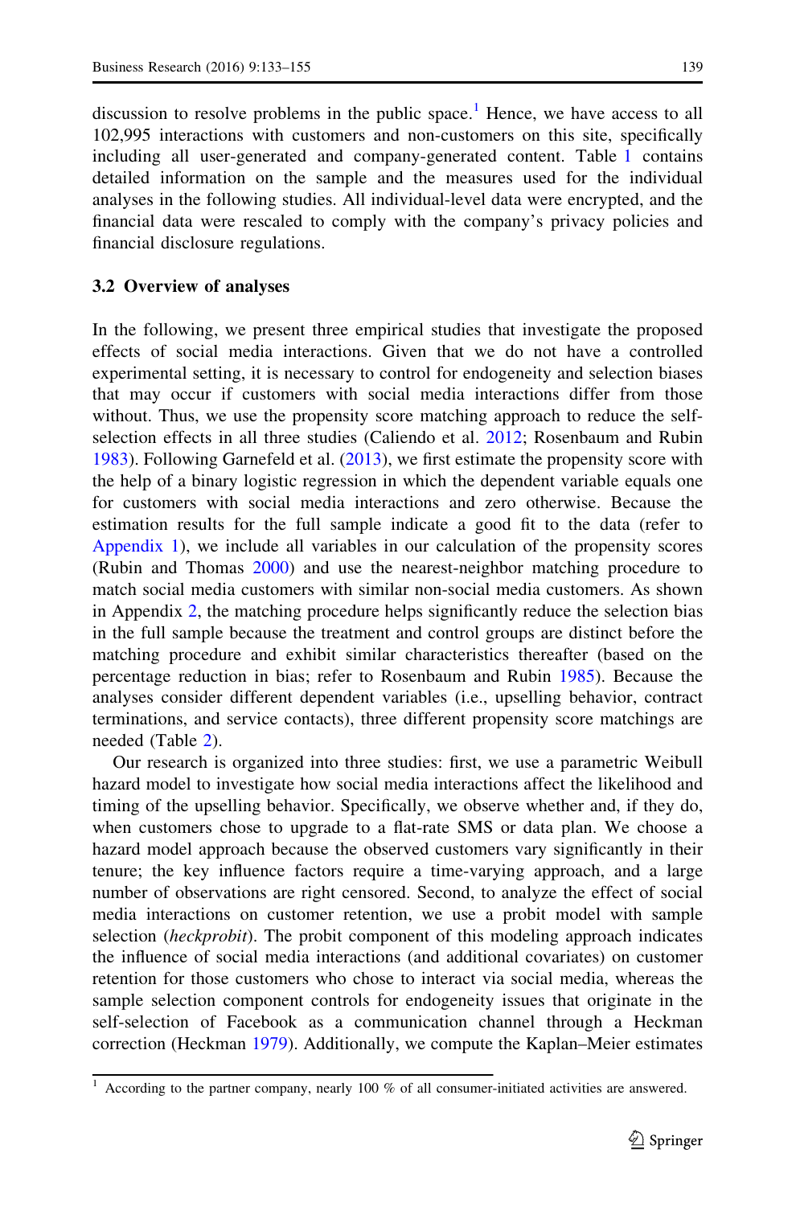discussion to resolve problems in the public space.[1] Hence, we have access to all 102,995 interactions with customers and non-customers on this site, specifically including all user-generated and company-generated content. Table 1 contains detailed information on the sample and the measures used for the individual analyses in the following studies. All individual-level data were encrypted, and the financial data were rescaled to comply with the company's privacy policies and financial disclosure regulations.

### 3.2 Overview of analyses

In the following, we present three empirical studies that investigate the proposed effects of social media interactions. Given that we do not have a controlled experimental setting, it is necessary to control for endogeneity and selection biases that may occur if customers with social media interactions differ from those without. Thus, we use the propensity score matching approach to reduce the self-selection effects in all three studies (Caliendo et al. 2012; Rosenbaum and Rubin 1983). Following Garnefeld et al. (2013), we first estimate the propensity score with the help of a binary logistic regression in which the dependent variable equals one for customers with social media interactions and zero otherwise. Because the estimation results for the full sample indicate a good fit to the data (refer to Appendix 1), we include all variables in our calculation of the propensity scores (Rubin and Thomas 2000) and use the nearest-neighbor matching procedure to match social media customers with similar non-social media customers. As shown in Appendix 2, the matching procedure helps significantly reduce the selection bias in the full sample because the treatment and control groups are distinct before the matching procedure and exhibit similar characteristics thereafter (based on the percentage reduction in bias; refer to Rosenbaum and Rubin 1985). Because the analyses consider different dependent variables (i.e., upselling behavior, contract terminations, and service contacts), three different propensity score matchings are needed (Table 2).

Our research is organized into three studies: first, we use a parametric Weibull hazard model to investigate how social media interactions affect the likelihood and timing of the upselling behavior. Specifically, we observe whether and, if they do, when customers chose to upgrade to a flat-rate SMS or data plan. We choose a hazard model approach because the observed customers vary significantly in their tenure; the key influence factors require a time-varying approach, and a large number of observations are right censored. Second, to analyze the effect of social media interactions on customer retention, we use a probit model with sample selection (*heckprobit*). The probit component of this modeling approach indicates the influence of social media interactions (and additional covariates) on customer retention for those customers who chose to interact via social media, whereas the sample selection component controls for endogeneity issues that originate in the self-selection of Facebook as a communication channel through a Heckman correction (Heckman 1979). Additionally, we compute the Kaplan–Meier estimates

---

[1] According to the partner company, nearly 100 % of all consumer-initiated activities are answered.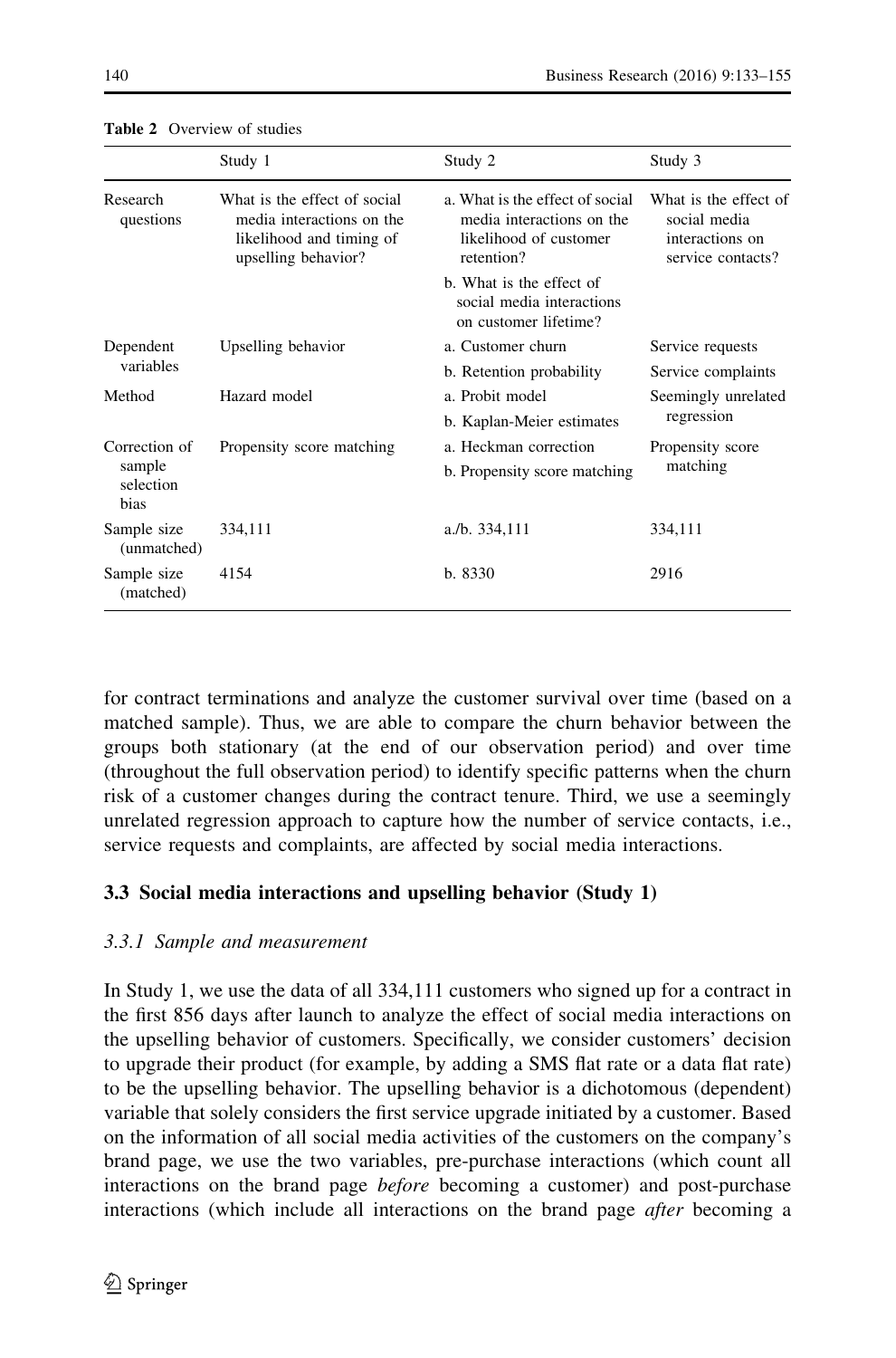**Table 2** Overview of studies

| | Study 1 | Study 2 | Study 3 |
|---|---|---|---|
| Research questions | What is the effect of social media interactions on the likelihood and timing of upselling behavior? | a. What is the effect of social media interactions on the likelihood of customer retention?<br>b. What is the effect of social media interactions on customer lifetime? | What is the effect of social media interactions on service contacts? |
| Dependent variables | Upselling behavior | a. Customer churn<br>b. Retention probability | Service requests<br>Service complaints |
| Method | Hazard model | a. Probit model<br>b. Kaplan-Meier estimates | Seemingly unrelated regression |
| Correction of sample selection bias | Propensity score matching | a. Heckman correction<br>b. Propensity score matching | Propensity score matching |
| Sample size (unmatched) | 334,111 | a./b. 334,111 | 334,111 |
| Sample size (matched) | 4154 | b. 8330 | 2916 |

for contract terminations and analyze the customer survival over time (based on a matched sample). Thus, we are able to compare the churn behavior between the groups both stationary (at the end of our observation period) and over time (throughout the full observation period) to identify specific patterns when the churn risk of a customer changes during the contract tenure. Third, we use a seemingly unrelated regression approach to capture how the number of service contacts, i.e., service requests and complaints, are affected by social media interactions.

### 3.3 Social media interactions and upselling behavior (Study 1)

#### *3.3.1 Sample and measurement*

In Study 1, we use the data of all 334,111 customers who signed up for a contract in the first 856 days after launch to analyze the effect of social media interactions on the upselling behavior of customers. Specifically, we consider customers' decision to upgrade their product (for example, by adding a SMS flat rate or a data flat rate) to be the upselling behavior. The upselling behavior is a dichotomous (dependent) variable that solely considers the first service upgrade initiated by a customer. Based on the information of all social media activities of the customers on the company's brand page, we use the two variables, pre-purchase interactions (which count all interactions on the brand page *before* becoming a customer) and post-purchase interactions (which include all interactions on the brand page *after* becoming a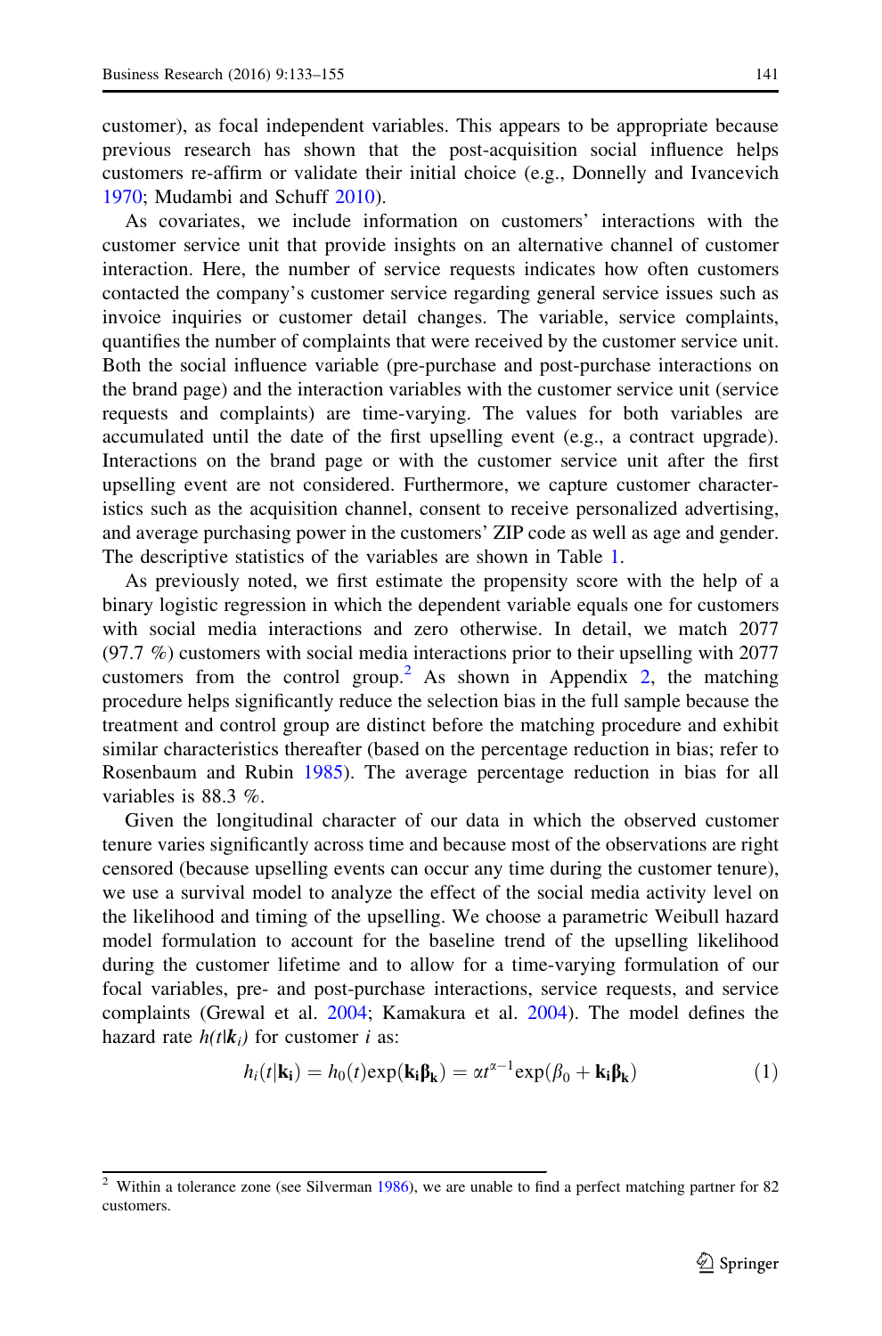customer), as focal independent variables. This appears to be appropriate because previous research has shown that the post-acquisition social influence helps customers re-affirm or validate their initial choice (e.g., Donnelly and Ivancevich 1970; Mudambi and Schuff 2010).

As covariates, we include information on customers' interactions with the customer service unit that provide insights on an alternative channel of customer interaction. Here, the number of service requests indicates how often customers contacted the company's customer service regarding general service issues such as invoice inquiries or customer detail changes. The variable, service complaints, quantifies the number of complaints that were received by the customer service unit. Both the social influence variable (pre-purchase and post-purchase interactions on the brand page) and the interaction variables with the customer service unit (service requests and complaints) are time-varying. The values for both variables are accumulated until the date of the first upselling event (e.g., a contract upgrade). Interactions on the brand page or with the customer service unit after the first upselling event are not considered. Furthermore, we capture customer characteristics such as the acquisition channel, consent to receive personalized advertising, and average purchasing power in the customers' ZIP code as well as age and gender. The descriptive statistics of the variables are shown in Table 1.

As previously noted, we first estimate the propensity score with the help of a binary logistic regression in which the dependent variable equals one for customers with social media interactions and zero otherwise. In detail, we match 2077 (97.7 %) customers with social media interactions prior to their upselling with 2077 customers from the control group.[2] As shown in Appendix 2, the matching procedure helps significantly reduce the selection bias in the full sample because the treatment and control group are distinct before the matching procedure and exhibit similar characteristics thereafter (based on the percentage reduction in bias; refer to Rosenbaum and Rubin 1985). The average percentage reduction in bias for all variables is 88.3 %.

Given the longitudinal character of our data in which the observed customer tenure varies significantly across time and because most of the observations are right censored (because upselling events can occur any time during the customer tenure), we use a survival model to analyze the effect of the social media activity level on the likelihood and timing of the upselling. We choose a parametric Weibull hazard model formulation to account for the baseline trend of the upselling likelihood during the customer lifetime and to allow for a time-varying formulation of our focal variables, pre- and post-purchase interactions, service requests, and service complaints (Grewal et al. 2004; Kamakura et al. 2004). The model defines the hazard rate $h(t|\boldsymbol{k}_i)$ for customer $i$ as:

$$h_i(t|\mathbf{k_i}) = h_0(t)\exp(\mathbf{k_i}\boldsymbol{\beta}_\mathbf{k}) = \alpha t^{\alpha-1}\exp(\beta_0 + \mathbf{k_i}\boldsymbol{\beta}_\mathbf{k}) \quad (1)$$

---

[2] Within a tolerance zone (see Silverman 1986), we are unable to find a perfect matching partner for 82 customers.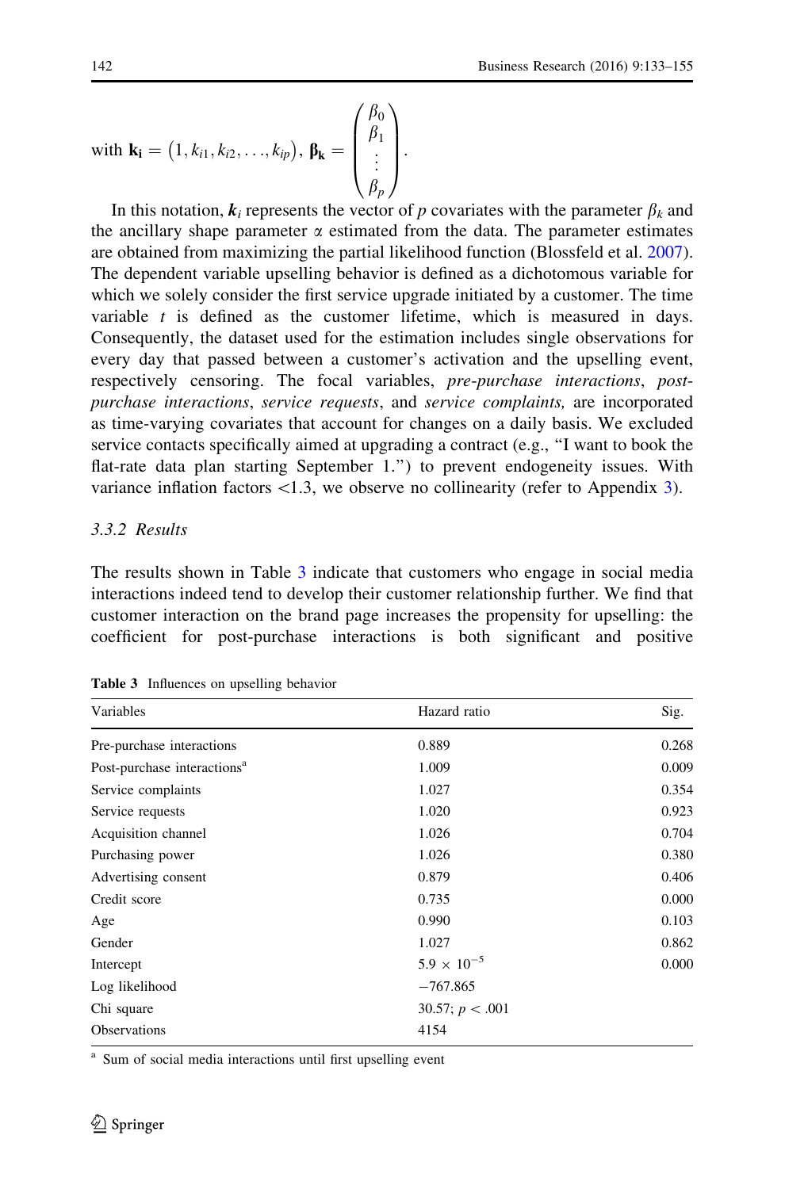with $\mathbf{k_i} = (1, k_{i1}, k_{i2}, \ldots, k_{ip})$, $\boldsymbol{\beta}_\mathbf{k} = \begin{pmatrix} \beta_0 \\ \beta_1 \\ \vdots \\ \beta_p \end{pmatrix}$.

In this notation, $\boldsymbol{k}_i$ represents the vector of $p$ covariates with the parameter $\beta_k$ and the ancillary shape parameter $\alpha$ estimated from the data. The parameter estimates are obtained from maximizing the partial likelihood function (Blossfeld et al. 2007). The dependent variable upselling behavior is defined as a dichotomous variable for which we solely consider the first service upgrade initiated by a customer. The time variable $t$ is defined as the customer lifetime, which is measured in days. Consequently, the dataset used for the estimation includes single observations for every day that passed between a customer's activation and the upselling event, respectively censoring. The focal variables, *pre-purchase interactions*, *post-purchase interactions*, *service requests*, and *service complaints,* are incorporated as time-varying covariates that account for changes on a daily basis. We excluded service contacts specifically aimed at upgrading a contract (e.g., "I want to book the flat-rate data plan starting September 1.") to prevent endogeneity issues. With variance inflation factors <1.3, we observe no collinearity (refer to Appendix 3).

### 3.3.2 Results

The results shown in Table 3 indicate that customers who engage in social media interactions indeed tend to develop their customer relationship further. We find that customer interaction on the brand page increases the propensity for upselling: the coefficient for post-purchase interactions is both significant and positive

**Table 3** Influences on upselling behavior

| Variables | Hazard ratio | Sig. |
|---|---|---|
| Pre-purchase interactions | 0.889 | 0.268 |
| Post-purchase interactions[a] | 1.009 | 0.009 |
| Service complaints | 1.027 | 0.354 |
| Service requests | 1.020 | 0.923 |
| Acquisition channel | 1.026 | 0.704 |
| Purchasing power | 1.026 | 0.380 |
| Advertising consent | 0.879 | 0.406 |
| Credit score | 0.735 | 0.000 |
| Age | 0.990 | 0.103 |
| Gender | 1.027 | 0.862 |
| Intercept | $5.9 \times 10^{-5}$ | 0.000 |
| Log likelihood | −767.865 | |
| Chi square | 30.57; $p < .001$ | |
| Observations | 4154 | |

[a] Sum of social media interactions until first upselling event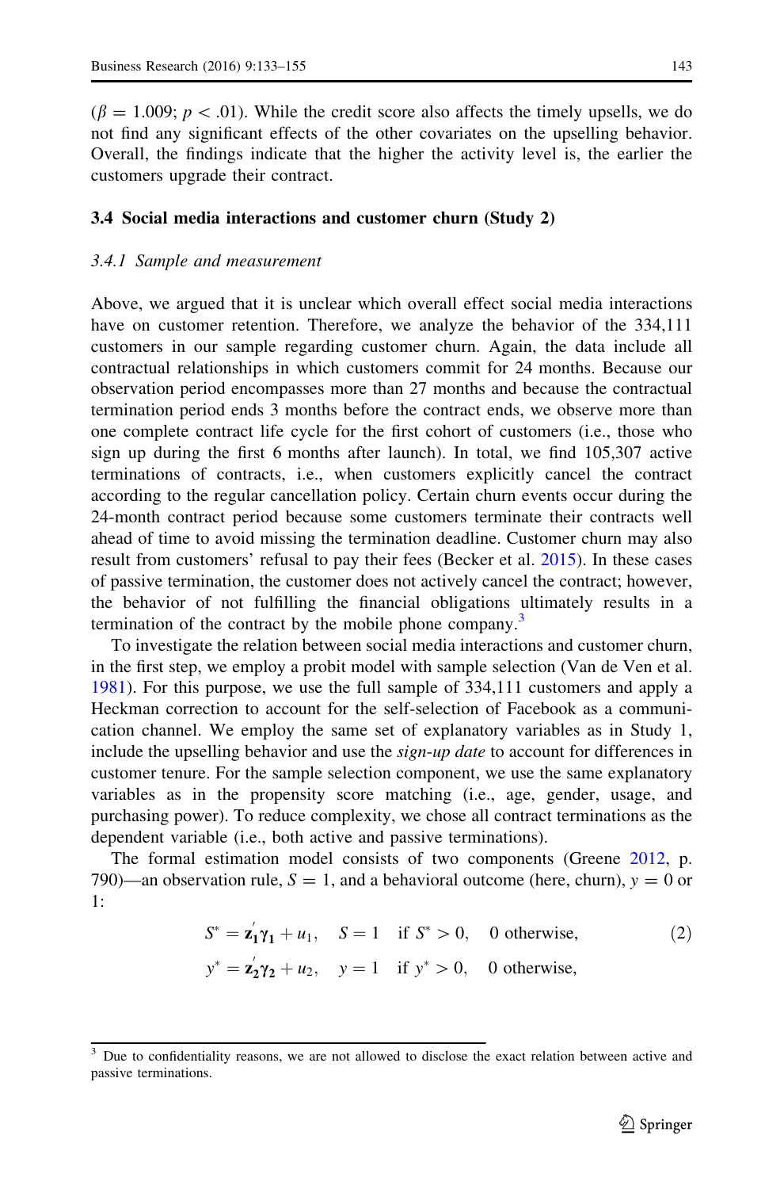($\beta = 1.009$; $p < .01$). While the credit score also affects the timely upsells, we do not find any significant effects of the other covariates on the upselling behavior. Overall, the findings indicate that the higher the activity level is, the earlier the customers upgrade their contract.

### 3.4 Social media interactions and customer churn (Study 2)

#### *3.4.1 Sample and measurement*

Above, we argued that it is unclear which overall effect social media interactions have on customer retention. Therefore, we analyze the behavior of the 334,111 customers in our sample regarding customer churn. Again, the data include all contractual relationships in which customers commit for 24 months. Because our observation period encompasses more than 27 months and because the contractual termination period ends 3 months before the contract ends, we observe more than one complete contract life cycle for the first cohort of customers (i.e., those who sign up during the first 6 months after launch). In total, we find 105,307 active terminations of contracts, i.e., when customers explicitly cancel the contract according to the regular cancellation policy. Certain churn events occur during the 24-month contract period because some customers terminate their contracts well ahead of time to avoid missing the termination deadline. Customer churn may also result from customers' refusal to pay their fees (Becker et al. 2015). In these cases of passive termination, the customer does not actively cancel the contract; however, the behavior of not fulfilling the financial obligations ultimately results in a termination of the contract by the mobile phone company.[3]

To investigate the relation between social media interactions and customer churn, in the first step, we employ a probit model with sample selection (Van de Ven et al. 1981). For this purpose, we use the full sample of 334,111 customers and apply a Heckman correction to account for the self-selection of Facebook as a communication channel. We employ the same set of explanatory variables as in Study 1, include the upselling behavior and use the *sign-up date* to account for differences in customer tenure. For the sample selection component, we use the same explanatory variables as in the propensity score matching (i.e., age, gender, usage, and purchasing power). To reduce complexity, we chose all contract terminations as the dependent variable (i.e., both active and passive terminations).

The formal estimation model consists of two components (Greene 2012, p. 790)—an observation rule, $S = 1$, and a behavioral outcome (here, churn), $y = 0$ or 1:

$$S^* = \mathbf{z}_1'\boldsymbol{\gamma}_1 + u_1, \quad S = 1 \quad \text{if } S^* > 0, \quad 0 \text{ otherwise}, \tag{2}$$

$$y^* = \mathbf{z}_2'\boldsymbol{\gamma}_2 + u_2, \quad y = 1 \quad \text{if } y^* > 0, \quad 0 \text{ otherwise},$$

[3] Due to confidentiality reasons, we are not allowed to disclose the exact relation between active and passive terminations.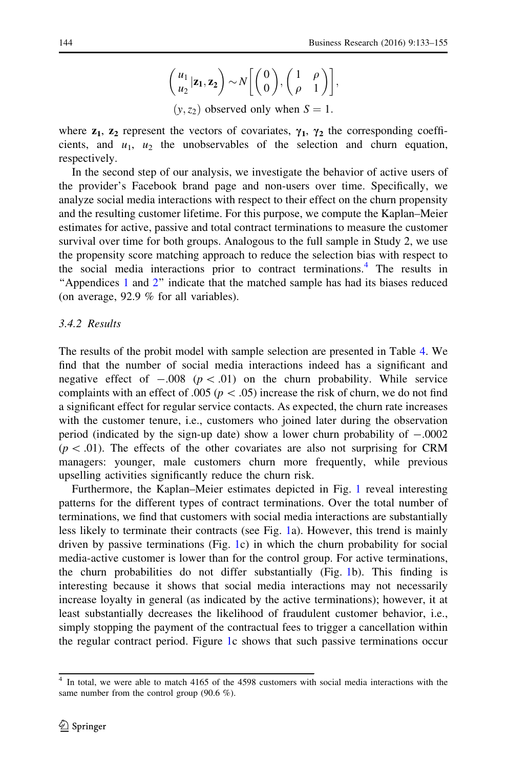$$\begin{pmatrix} u_1 \\ u_2 \end{pmatrix} | \mathbf{z_1}, \mathbf{z_2} \sim N\left[\begin{pmatrix} 0 \\ 0 \end{pmatrix}, \begin{pmatrix} 1 & \rho \\ \rho & 1 \end{pmatrix}\right],$$

$$(y, z_2) \text{ observed only when } S = 1.$$

where $\mathbf{z_1}$, $\mathbf{z_2}$ represent the vectors of covariates, $\boldsymbol{\gamma_1}$, $\boldsymbol{\gamma_2}$ the corresponding coefficients, and $u_1$, $u_2$ the unobservables of the selection and churn equation, respectively.

In the second step of our analysis, we investigate the behavior of active users of the provider's Facebook brand page and non-users over time. Specifically, we analyze social media interactions with respect to their effect on the churn propensity and the resulting customer lifetime. For this purpose, we compute the Kaplan–Meier estimates for active, passive and total contract terminations to measure the customer survival over time for both groups. Analogous to the full sample in Study 2, we use the propensity score matching approach to reduce the selection bias with respect to the social media interactions prior to contract terminations.[4] The results in "Appendices 1 and 2" indicate that the matched sample has had its biases reduced (on average, 92.9 % for all variables).

### 3.4.2 Results

The results of the probit model with sample selection are presented in Table 4. We find that the number of social media interactions indeed has a significant and negative effect of −.008 ($p < .01$) on the churn probability. While service complaints with an effect of .005 ($p < .05$) increase the risk of churn, we do not find a significant effect for regular service contacts. As expected, the churn rate increases with the customer tenure, i.e., customers who joined later during the observation period (indicated by the sign-up date) show a lower churn probability of −.0002 ($p < .01$). The effects of the other covariates are also not surprising for CRM managers: younger, male customers churn more frequently, while previous upselling activities significantly reduce the churn risk.

Furthermore, the Kaplan–Meier estimates depicted in Fig. 1 reveal interesting patterns for the different types of contract terminations. Over the total number of terminations, we find that customers with social media interactions are substantially less likely to terminate their contracts (see Fig. 1a). However, this trend is mainly driven by passive terminations (Fig. 1c) in which the churn probability for social media-active customer is lower than for the control group. For active terminations, the churn probabilities do not differ substantially (Fig. 1b). This finding is interesting because it shows that social media interactions may not necessarily increase loyalty in general (as indicated by the active terminations); however, it at least substantially decreases the likelihood of fraudulent customer behavior, i.e., simply stopping the payment of the contractual fees to trigger a cancellation within the regular contract period. Figure 1c shows that such passive terminations occur

[4] In total, we were able to match 4165 of the 4598 customers with social media interactions with the same number from the control group (90.6 %).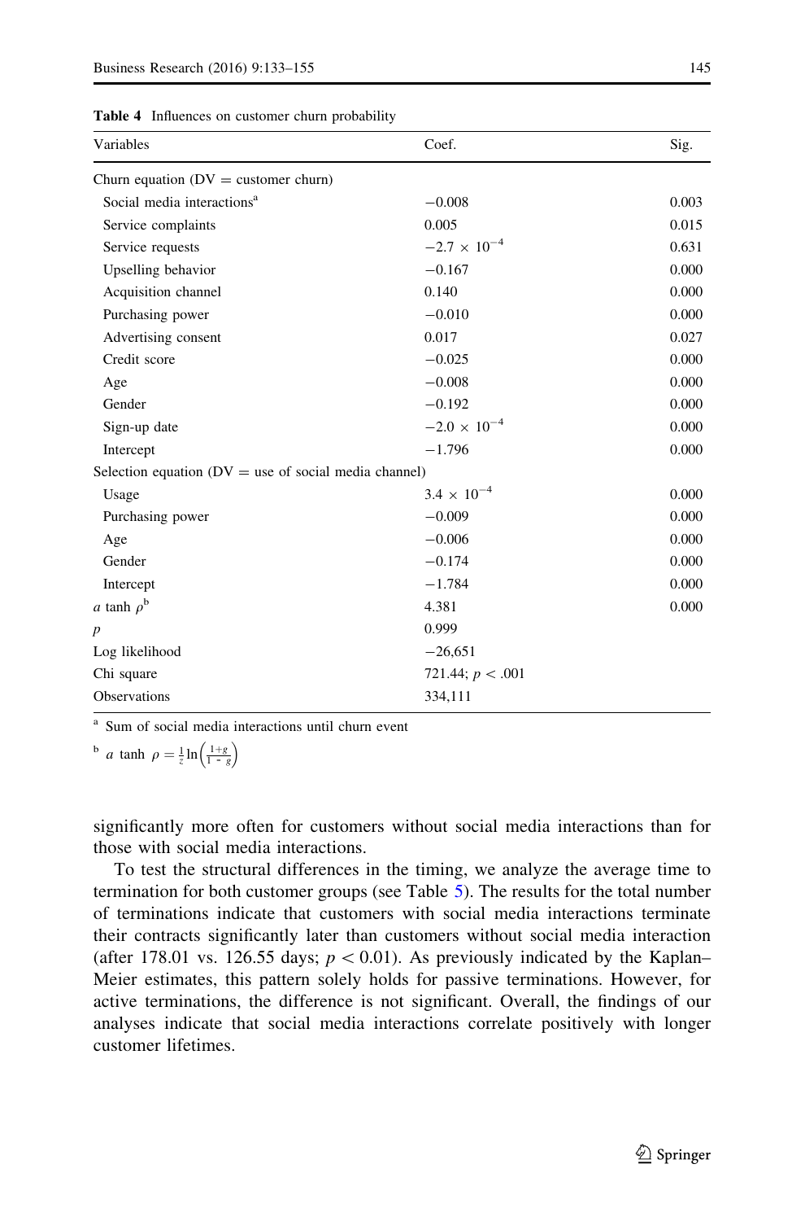**Table 4** Influences on customer churn probability

| Variables | Coef. | Sig. |
|---|---|---|
| Churn equation (DV = customer churn) | | |
| Social media interactions[a] | −0.008 | 0.003 |
| Service complaints | 0.005 | 0.015 |
| Service requests | $-2.7 \times 10^{-4}$ | 0.631 |
| Upselling behavior | −0.167 | 0.000 |
| Acquisition channel | 0.140 | 0.000 |
| Purchasing power | −0.010 | 0.000 |
| Advertising consent | 0.017 | 0.027 |
| Credit score | −0.025 | 0.000 |
| Age | −0.008 | 0.000 |
| Gender | −0.192 | 0.000 |
| Sign-up date | $-2.0 \times 10^{-4}$ | 0.000 |
| Intercept | −1.796 | 0.000 |
| Selection equation (DV = use of social media channel) | | |
| Usage | $3.4 \times 10^{-4}$ | 0.000 |
| Purchasing power | −0.009 | 0.000 |
| Age | −0.006 | 0.000 |
| Gender | −0.174 | 0.000 |
| Intercept | −1.784 | 0.000 |
| $a \tanh \rho$[b] | 4.381 | 0.000 |
| $p$ | 0.999 | |
| Log likelihood | −26,651 | |
| Chi square | 721.44; $p < .001$ | |
| Observations | 334,111 | |

[a] Sum of social media interactions until churn event

[b] $a \tanh \rho = \frac{1}{2} \ln\left(\frac{1+g}{1-g}\right)$

significantly more often for customers without social media interactions than for those with social media interactions.

To test the structural differences in the timing, we analyze the average time to termination for both customer groups (see Table 5). The results for the total number of terminations indicate that customers with social media interactions terminate their contracts significantly later than customers without social media interaction (after 178.01 vs. 126.55 days; $p < 0.01$). As previously indicated by the Kaplan–Meier estimates, this pattern solely holds for passive terminations. However, for active terminations, the difference is not significant. Overall, the findings of our analyses indicate that social media interactions correlate positively with longer customer lifetimes.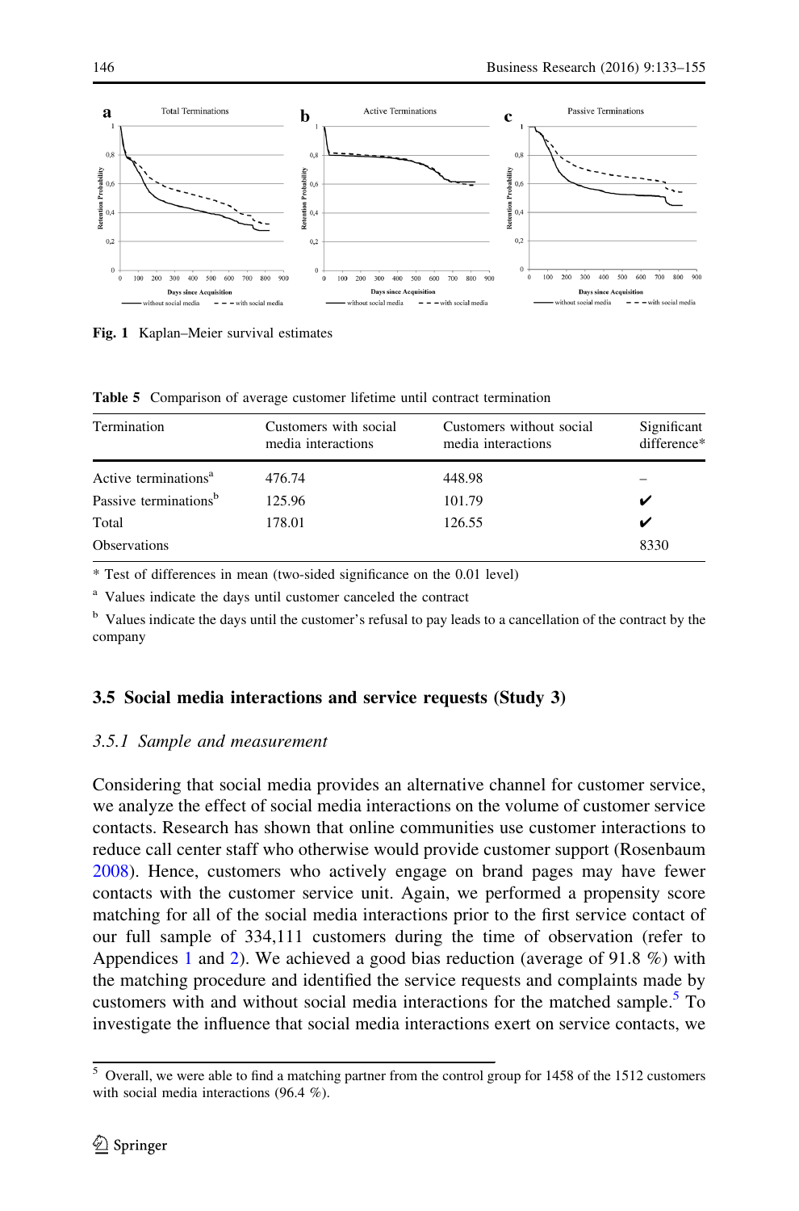Fig. 1 Kaplan–Meier survival estimates

Table 5 Comparison of average customer lifetime until contract termination

| Termination | Customers with social media interactions | Customers without social media interactions | Significant difference* |
|---|---|---|---|
| Active terminations[a] | 476.74 | 448.98 | – |
| Passive terminations[b] | 125.96 | 101.79 | ✔ |
| Total | 178.01 | 126.55 | ✔ |
| Observations | | | 8330 |

* Test of differences in mean (two-sided significance on the 0.01 level)

[a] Values indicate the days until customer canceled the contract

[b] Values indicate the days until the customer's refusal to pay leads to a cancellation of the contract by the company

### 3.5 Social media interactions and service requests (Study 3)

#### *3.5.1 Sample and measurement*

Considering that social media provides an alternative channel for customer service, we analyze the effect of social media interactions on the volume of customer service contacts. Research has shown that online communities use customer interactions to reduce call center staff who otherwise would provide customer support (Rosenbaum 2008). Hence, customers who actively engage on brand pages may have fewer contacts with the customer service unit. Again, we performed a propensity score matching for all of the social media interactions prior to the first service contact of our full sample of 334,111 customers during the time of observation (refer to Appendices 1 and 2). We achieved a good bias reduction (average of 91.8 %) with the matching procedure and identified the service requests and complaints made by customers with and without social media interactions for the matched sample.[5] To investigate the influence that social media interactions exert on service contacts, we

[5] Overall, we were able to find a matching partner from the control group for 1458 of the 1512 customers with social media interactions (96.4 %).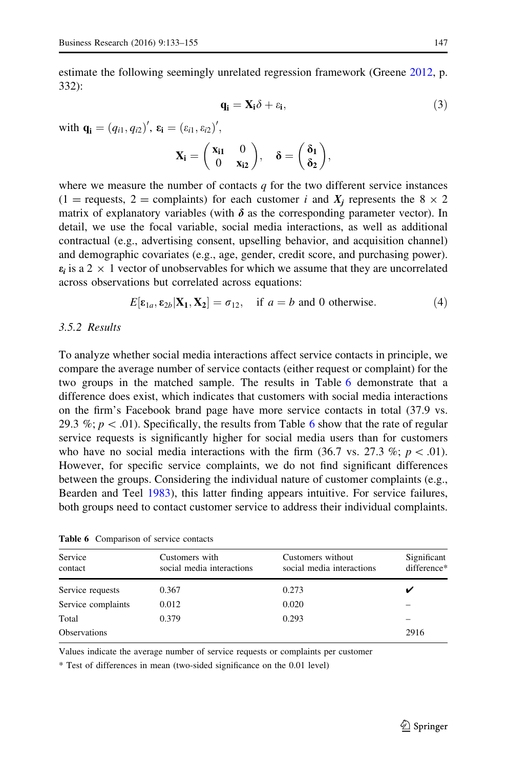estimate the following seemingly unrelated regression framework (Greene 2012, p. 332):

$$\mathbf{q_i} = \mathbf{X_i}\delta + \varepsilon_\mathbf{i}, \tag{3}$$

with $\mathbf{q_i} = (q_{i1}, q_{i2})'$, $\boldsymbol{\varepsilon}_\mathbf{i} = (\varepsilon_{i1}, \varepsilon_{i2})'$,

$$\mathbf{X_i} = \begin{pmatrix} \mathbf{x_{i1}} & 0 \\ 0 & \mathbf{x_{i2}} \end{pmatrix}, \quad \boldsymbol{\delta} = \begin{pmatrix} \boldsymbol{\delta_1} \\ \boldsymbol{\delta_2} \end{pmatrix},$$

where we measure the number of contacts $q$ for the two different service instances (1 = requests, 2 = complaints) for each customer $i$ and $X_j$ represents the 8 × 2 matrix of explanatory variables (with $\boldsymbol{\delta}$ as the corresponding parameter vector). In detail, we use the focal variable, social media interactions, as well as additional contractual (e.g., advertising consent, upselling behavior, and acquisition channel) and demographic covariates (e.g., age, gender, credit score, and purchasing power). $\boldsymbol{\varepsilon}_i$ is a 2 × 1 vector of unobservables for which we assume that they are uncorrelated across observations but correlated across equations:

$$E[\boldsymbol{\varepsilon}_{1a}, \boldsymbol{\varepsilon}_{2b} | \mathbf{X_1}, \mathbf{X_2}] = \sigma_{12}, \quad \text{if } a = b \text{ and } 0 \text{ otherwise.} \tag{4}$$

### 3.5.2 Results

To analyze whether social media interactions affect service contacts in principle, we compare the average number of service contacts (either request or complaint) for the two groups in the matched sample. The results in Table 6 demonstrate that a difference does exist, which indicates that customers with social media interactions on the firm's Facebook brand page have more service contacts in total (37.9 vs. 29.3 %; $p < .01$). Specifically, the results from Table 6 show that the rate of regular service requests is significantly higher for social media users than for customers who have no social media interactions with the firm (36.7 vs. 27.3 %; $p < .01$). However, for specific service complaints, we do not find significant differences between the groups. Considering the individual nature of customer complaints (e.g., Bearden and Teel 1983), this latter finding appears intuitive. For service failures, both groups need to contact customer service to address their individual complaints.

**Table 6** Comparison of service contacts

| Service contact | Customers with social media interactions | Customers without social media interactions | Significant difference* |
|---|---|---|---|
| Service requests | 0.367 | 0.273 | ✔ |
| Service complaints | 0.012 | 0.020 | – |
| Total | 0.379 | 0.293 | – |
| Observations | | | 2916 |

Values indicate the average number of service requests or complaints per customer

\* Test of differences in mean (two-sided significance on the 0.01 level)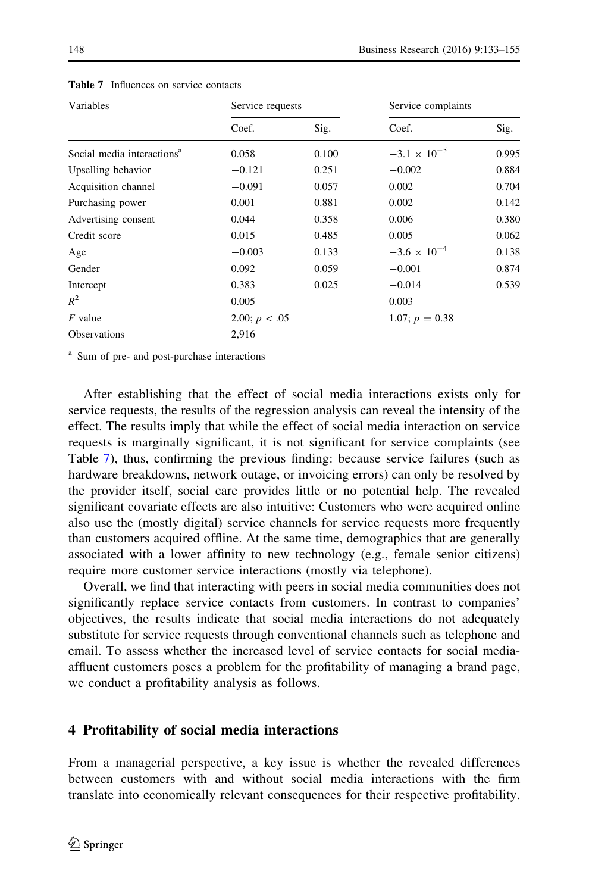**Table 7** Influences on service contacts

| Variables | Service requests | | Service complaints | |
|---|---|---|---|---|
| | Coef. | Sig. | Coef. | Sig. |
| Social media interactions[a] | 0.058 | 0.100 | $-3.1 \times 10^{-5}$ | 0.995 |
| Upselling behavior | −0.121 | 0.251 | −0.002 | 0.884 |
| Acquisition channel | −0.091 | 0.057 | 0.002 | 0.704 |
| Purchasing power | 0.001 | 0.881 | 0.002 | 0.142 |
| Advertising consent | 0.044 | 0.358 | 0.006 | 0.380 |
| Credit score | 0.015 | 0.485 | 0.005 | 0.062 |
| Age | −0.003 | 0.133 | $-3.6 \times 10^{-4}$ | 0.138 |
| Gender | 0.092 | 0.059 | −0.001 | 0.874 |
| Intercept | 0.383 | 0.025 | −0.014 | 0.539 |
| $R^2$ | 0.005 | | 0.003 | |
| $F$ value | 2.00; $p < .05$ | | 1.07; $p = 0.38$ | |
| Observations | 2,916 | | | |

[a] Sum of pre- and post-purchase interactions

After establishing that the effect of social media interactions exists only for service requests, the results of the regression analysis can reveal the intensity of the effect. The results imply that while the effect of social media interaction on service requests is marginally significant, it is not significant for service complaints (see Table 7), thus, confirming the previous finding: because service failures (such as hardware breakdowns, network outage, or invoicing errors) can only be resolved by the provider itself, social care provides little or no potential help. The revealed significant covariate effects are also intuitive: Customers who were acquired online also use the (mostly digital) service channels for service requests more frequently than customers acquired offline. At the same time, demographics that are generally associated with a lower affinity to new technology (e.g., female senior citizens) require more customer service interactions (mostly via telephone).

Overall, we find that interacting with peers in social media communities does not significantly replace service contacts from customers. In contrast to companies' objectives, the results indicate that social media interactions do not adequately substitute for service requests through conventional channels such as telephone and email. To assess whether the increased level of service contacts for social media-affluent customers poses a problem for the profitability of managing a brand page, we conduct a profitability analysis as follows.

## 4 Profitability of social media interactions

From a managerial perspective, a key issue is whether the revealed differences between customers with and without social media interactions with the firm translate into economically relevant consequences for their respective profitability.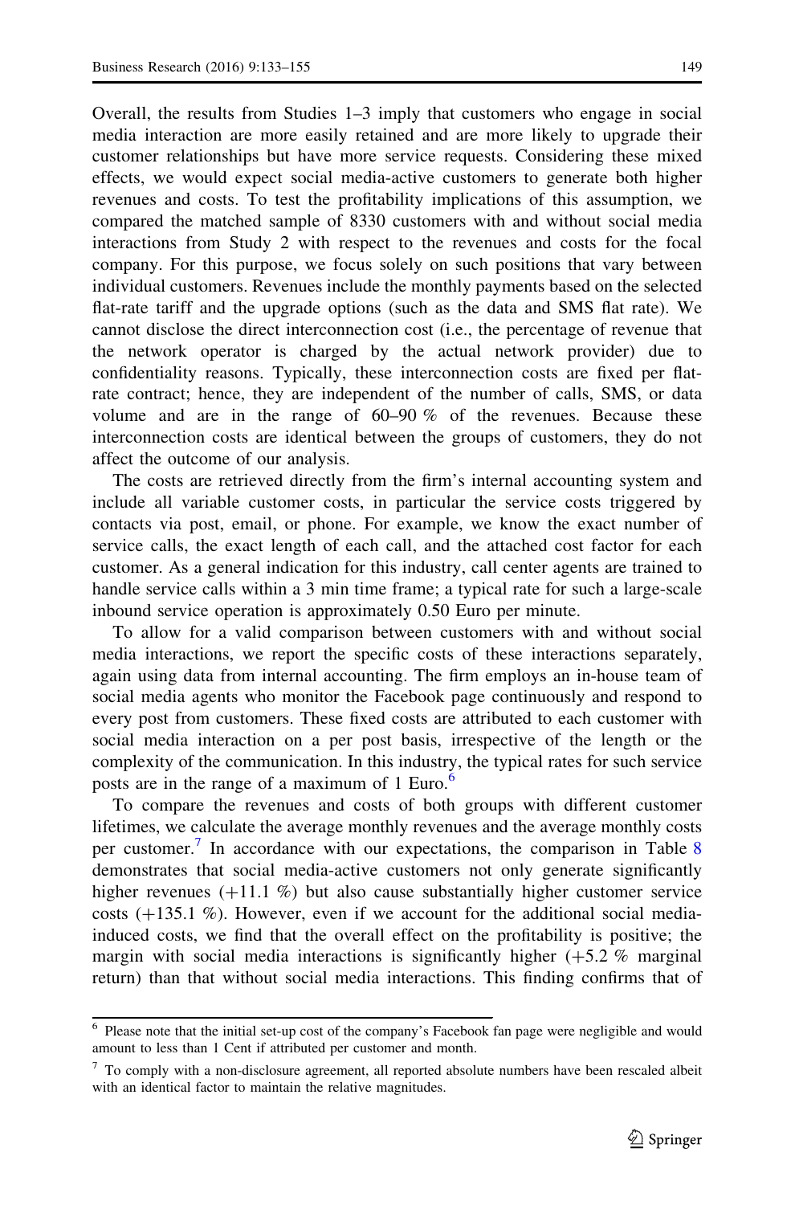Overall, the results from Studies 1–3 imply that customers who engage in social media interaction are more easily retained and are more likely to upgrade their customer relationships but have more service requests. Considering these mixed effects, we would expect social media-active customers to generate both higher revenues and costs. To test the profitability implications of this assumption, we compared the matched sample of 8330 customers with and without social media interactions from Study 2 with respect to the revenues and costs for the focal company. For this purpose, we focus solely on such positions that vary between individual customers. Revenues include the monthly payments based on the selected flat-rate tariff and the upgrade options (such as the data and SMS flat rate). We cannot disclose the direct interconnection cost (i.e., the percentage of revenue that the network operator is charged by the actual network provider) due to confidentiality reasons. Typically, these interconnection costs are fixed per flat-rate contract; hence, they are independent of the number of calls, SMS, or data volume and are in the range of 60–90 % of the revenues. Because these interconnection costs are identical between the groups of customers, they do not affect the outcome of our analysis.

The costs are retrieved directly from the firm's internal accounting system and include all variable customer costs, in particular the service costs triggered by contacts via post, email, or phone. For example, we know the exact number of service calls, the exact length of each call, and the attached cost factor for each customer. As a general indication for this industry, call center agents are trained to handle service calls within a 3 min time frame; a typical rate for such a large-scale inbound service operation is approximately 0.50 Euro per minute.

To allow for a valid comparison between customers with and without social media interactions, we report the specific costs of these interactions separately, again using data from internal accounting. The firm employs an in-house team of social media agents who monitor the Facebook page continuously and respond to every post from customers. These fixed costs are attributed to each customer with social media interaction on a per post basis, irrespective of the length or the complexity of the communication. In this industry, the typical rates for such service posts are in the range of a maximum of 1 Euro.[6]

To compare the revenues and costs of both groups with different customer lifetimes, we calculate the average monthly revenues and the average monthly costs per customer.[7] In accordance with our expectations, the comparison in Table 8 demonstrates that social media-active customers not only generate significantly higher revenues (+11.1 %) but also cause substantially higher customer service costs (+135.1 %). However, even if we account for the additional social media-induced costs, we find that the overall effect on the profitability is positive; the margin with social media interactions is significantly higher (+5.2 % marginal return) than that without social media interactions. This finding confirms that of

[6] Please note that the initial set-up cost of the company's Facebook fan page were negligible and would amount to less than 1 Cent if attributed per customer and month.

[7] To comply with a non-disclosure agreement, all reported absolute numbers have been rescaled albeit with an identical factor to maintain the relative magnitudes.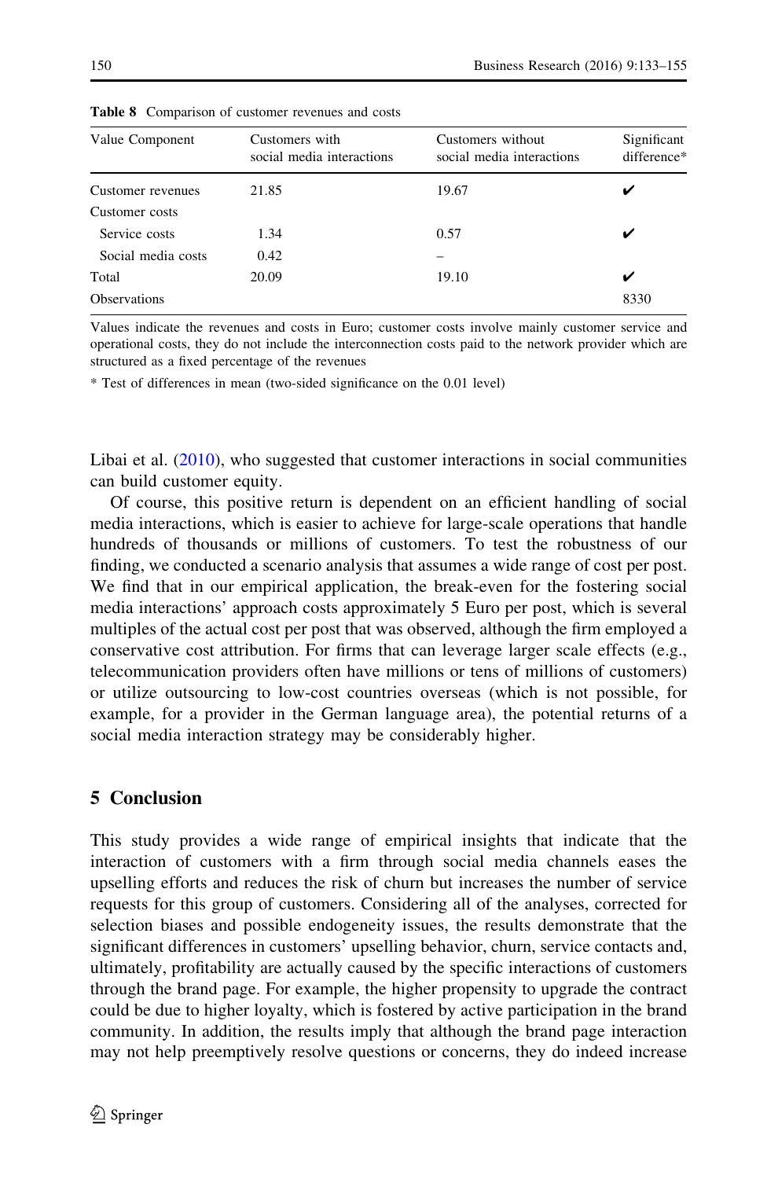Table 8 Comparison of customer revenues and costs

| Value Component | Customers with social media interactions | Customers without social media interactions | Significant difference* |
|---|---|---|---|
| Customer revenues | 21.85 | 19.67 | ✔ |
| Customer costs | | | |
| Service costs | 1.34 | 0.57 | ✔ |
| Social media costs | 0.42 | – | |
| Total | 20.09 | 19.10 | ✔ |
| Observations | | | 8330 |

Values indicate the revenues and costs in Euro; customer costs involve mainly customer service and operational costs, they do not include the interconnection costs paid to the network provider which are structured as a fixed percentage of the revenues

* Test of differences in mean (two-sided significance on the 0.01 level)

Libai et al. (2010), who suggested that customer interactions in social communities can build customer equity.

Of course, this positive return is dependent on an efficient handling of social media interactions, which is easier to achieve for large-scale operations that handle hundreds of thousands or millions of customers. To test the robustness of our finding, we conducted a scenario analysis that assumes a wide range of cost per post. We find that in our empirical application, the break-even for the fostering social media interactions' approach costs approximately 5 Euro per post, which is several multiples of the actual cost per post that was observed, although the firm employed a conservative cost attribution. For firms that can leverage larger scale effects (e.g., telecommunication providers often have millions or tens of millions of customers) or utilize outsourcing to low-cost countries overseas (which is not possible, for example, for a provider in the German language area), the potential returns of a social media interaction strategy may be considerably higher.

## 5 Conclusion

This study provides a wide range of empirical insights that indicate that the interaction of customers with a firm through social media channels eases the upselling efforts and reduces the risk of churn but increases the number of service requests for this group of customers. Considering all of the analyses, corrected for selection biases and possible endogeneity issues, the results demonstrate that the significant differences in customers' upselling behavior, churn, service contacts and, ultimately, profitability are actually caused by the specific interactions of customers through the brand page. For example, the higher propensity to upgrade the contract could be due to higher loyalty, which is fostered by active participation in the brand community. In addition, the results imply that although the brand page interaction may not help preemptively resolve questions or concerns, they do indeed increase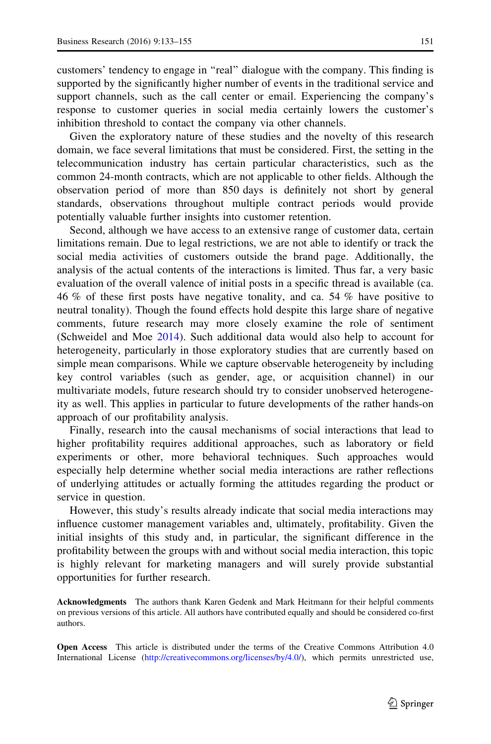customers' tendency to engage in "real" dialogue with the company. This finding is supported by the significantly higher number of events in the traditional service and support channels, such as the call center or email. Experiencing the company's response to customer queries in social media certainly lowers the customer's inhibition threshold to contact the company via other channels.

Given the exploratory nature of these studies and the novelty of this research domain, we face several limitations that must be considered. First, the setting in the telecommunication industry has certain particular characteristics, such as the common 24-month contracts, which are not applicable to other fields. Although the observation period of more than 850 days is definitely not short by general standards, observations throughout multiple contract periods would provide potentially valuable further insights into customer retention.

Second, although we have access to an extensive range of customer data, certain limitations remain. Due to legal restrictions, we are not able to identify or track the social media activities of customers outside the brand page. Additionally, the analysis of the actual contents of the interactions is limited. Thus far, a very basic evaluation of the overall valence of initial posts in a specific thread is available (ca. 46 % of these first posts have negative tonality, and ca. 54 % have positive to neutral tonality). Though the found effects hold despite this large share of negative comments, future research may more closely examine the role of sentiment (Schweidel and Moe 2014). Such additional data would also help to account for heterogeneity, particularly in those exploratory studies that are currently based on simple mean comparisons. While we capture observable heterogeneity by including key control variables (such as gender, age, or acquisition channel) in our multivariate models, future research should try to consider unobserved heterogeneity as well. This applies in particular to future developments of the rather hands-on approach of our profitability analysis.

Finally, research into the causal mechanisms of social interactions that lead to higher profitability requires additional approaches, such as laboratory or field experiments or other, more behavioral techniques. Such approaches would especially help determine whether social media interactions are rather reflections of underlying attitudes or actually forming the attitudes regarding the product or service in question.

However, this study's results already indicate that social media interactions may influence customer management variables and, ultimately, profitability. Given the initial insights of this study and, in particular, the significant difference in the profitability between the groups with and without social media interaction, this topic is highly relevant for marketing managers and will surely provide substantial opportunities for further research.

**Acknowledgments** The authors thank Karen Gedenk and Mark Heitmann for their helpful comments on previous versions of this article. All authors have contributed equally and should be considered co-first authors.

**Open Access** This article is distributed under the terms of the Creative Commons Attribution 4.0 International License (http://creativecommons.org/licenses/by/4.0/), which permits unrestricted use,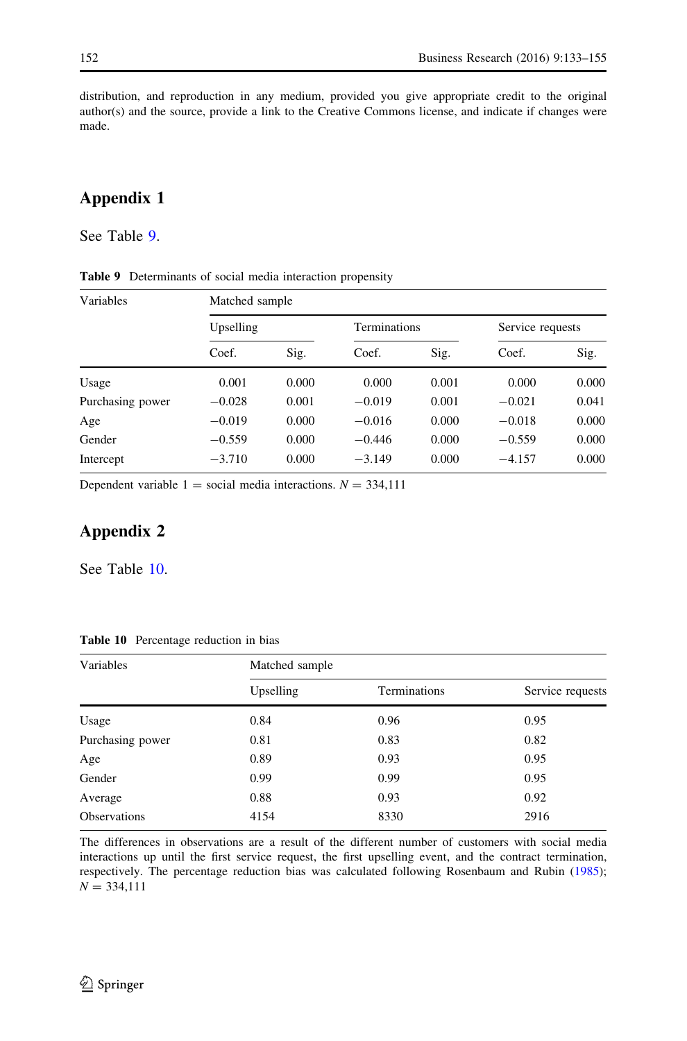distribution, and reproduction in any medium, provided you give appropriate credit to the original author(s) and the source, provide a link to the Creative Commons license, and indicate if changes were made.

## Appendix 1

See Table 9.

**Table 9** Determinants of social media interaction propensity

| Variables | Matched sample | | | | | |
|---|---|---|---|---|---|---|
| | Upselling | | Terminations | | Service requests | |
| | Coef. | Sig. | Coef. | Sig. | Coef. | Sig. |
| Usage | 0.001 | 0.000 | 0.000 | 0.001 | 0.000 | 0.000 |
| Purchasing power | −0.028 | 0.001 | −0.019 | 0.001 | −0.021 | 0.041 |
| Age | −0.019 | 0.000 | −0.016 | 0.000 | −0.018 | 0.000 |
| Gender | −0.559 | 0.000 | −0.446 | 0.000 | −0.559 | 0.000 |
| Intercept | −3.710 | 0.000 | −3.149 | 0.000 | −4.157 | 0.000 |

Dependent variable 1 = social media interactions. $N = 334{,}111$

## Appendix 2

See Table 10.

**Table 10** Percentage reduction in bias

| Variables | Matched sample | | |
|---|---|---|---|
| | Upselling | Terminations | Service requests |
| Usage | 0.84 | 0.96 | 0.95 |
| Purchasing power | 0.81 | 0.83 | 0.82 |
| Age | 0.89 | 0.93 | 0.95 |
| Gender | 0.99 | 0.99 | 0.95 |
| Average | 0.88 | 0.93 | 0.92 |
| Observations | 4154 | 8330 | 2916 |

The differences in observations are a result of the different number of customers with social media interactions up until the first service request, the first upselling event, and the contract termination, respectively. The percentage reduction bias was calculated following Rosenbaum and Rubin (1985); $N = 334{,}111$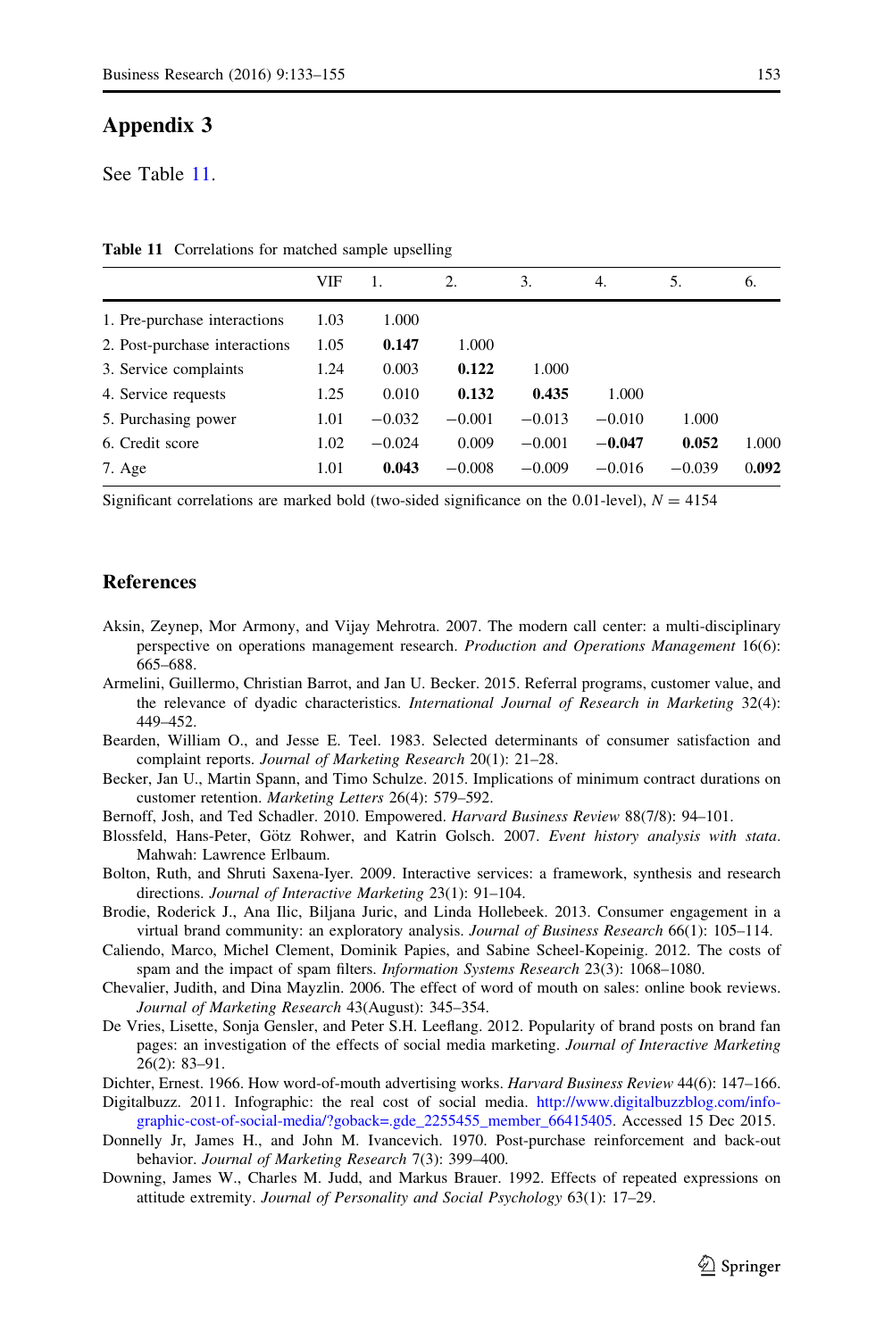## Appendix 3

See Table 11.

**Table 11** Correlations for matched sample upselling

| | VIF | 1. | 2. | 3. | 4. | 5. | 6. |
|---|---|---|---|---|---|---|---|
| 1. Pre-purchase interactions | 1.03 | 1.000 | | | | | |
| 2. Post-purchase interactions | 1.05 | **0.147** | 1.000 | | | | |
| 3. Service complaints | 1.24 | 0.003 | **0.122** | 1.000 | | | |
| 4. Service requests | 1.25 | 0.010 | **0.132** | **0.435** | 1.000 | | |
| 5. Purchasing power | 1.01 | −0.032 | −0.001 | −0.013 | −0.010 | 1.000 | |
| 6. Credit score | 1.02 | −0.024 | 0.009 | −0.001 | **−0.047** | **0.052** | 1.000 |
| 7. Age | 1.01 | **0.043** | −0.008 | −0.009 | −0.016 | −0.039 | **0.092** |

Significant correlations are marked bold (two-sided significance on the 0.01-level), $N = 4154$

## References

Aksin, Zeynep, Mor Armony, and Vijay Mehrotra. 2007. The modern call center: a multi-disciplinary perspective on operations management research. *Production and Operations Management* 16(6): 665–688.

Armelini, Guillermo, Christian Barrot, and Jan U. Becker. 2015. Referral programs, customer value, and the relevance of dyadic characteristics. *International Journal of Research in Marketing* 32(4): 449–452.

Bearden, William O., and Jesse E. Teel. 1983. Selected determinants of consumer satisfaction and complaint reports. *Journal of Marketing Research* 20(1): 21–28.

Becker, Jan U., Martin Spann, and Timo Schulze. 2015. Implications of minimum contract durations on customer retention. *Marketing Letters* 26(4): 579–592.

Bernoff, Josh, and Ted Schadler. 2010. Empowered. *Harvard Business Review* 88(7/8): 94–101.

Blossfeld, Hans-Peter, Götz Rohwer, and Katrin Golsch. 2007. *Event history analysis with stata*. Mahwah: Lawrence Erlbaum.

Bolton, Ruth, and Shruti Saxena-Iyer. 2009. Interactive services: a framework, synthesis and research directions. *Journal of Interactive Marketing* 23(1): 91–104.

Brodie, Roderick J., Ana Ilic, Biljana Juric, and Linda Hollebeek. 2013. Consumer engagement in a virtual brand community: an exploratory analysis. *Journal of Business Research* 66(1): 105–114.

Caliendo, Marco, Michel Clement, Dominik Papies, and Sabine Scheel-Kopeinig. 2012. The costs of spam and the impact of spam filters. *Information Systems Research* 23(3): 1068–1080.

Chevalier, Judith, and Dina Mayzlin. 2006. The effect of word of mouth on sales: online book reviews. *Journal of Marketing Research* 43(August): 345–354.

De Vries, Lisette, Sonja Gensler, and Peter S.H. Leeflang. 2012. Popularity of brand posts on brand fan pages: an investigation of the effects of social media marketing. *Journal of Interactive Marketing* 26(2): 83–91.

Dichter, Ernest. 1966. How word-of-mouth advertising works. *Harvard Business Review* 44(6): 147–166.

Digitalbuzz. 2011. Infographic: the real cost of social media. http://www.digitalbuzzblog.com/info-graphic-cost-of-social-media/?goback=.gde_2255455_member_66415405. Accessed 15 Dec 2015.

Donnelly Jr, James H., and John M. Ivancevich. 1970. Post-purchase reinforcement and back-out behavior. *Journal of Marketing Research* 7(3): 399–400.

Downing, James W., Charles M. Judd, and Markus Brauer. 1992. Effects of repeated expressions on attitude extremity. *Journal of Personality and Social Psychology* 63(1): 17–29.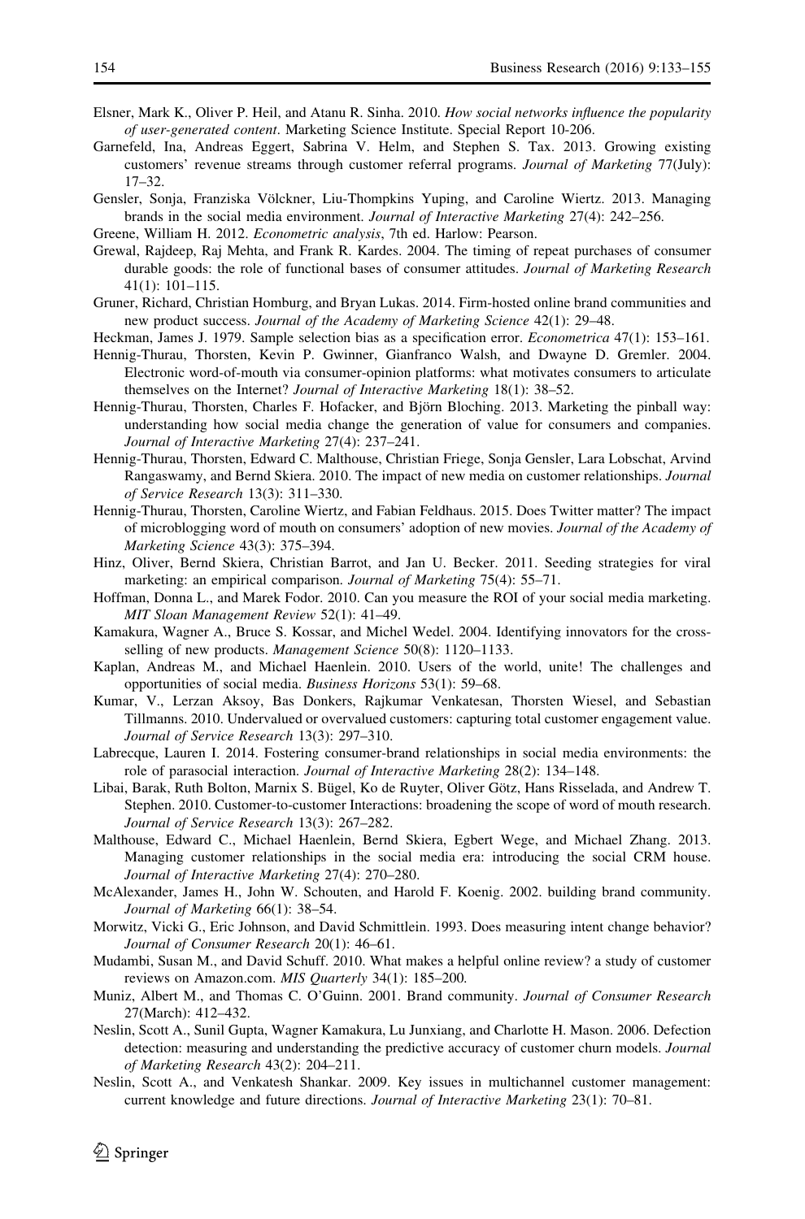Elsner, Mark K., Oliver P. Heil, and Atanu R. Sinha. 2010. *How social networks influence the popularity of user-generated content*. Marketing Science Institute. Special Report 10-206.

Garnefeld, Ina, Andreas Eggert, Sabrina V. Helm, and Stephen S. Tax. 2013. Growing existing customers' revenue streams through customer referral programs. *Journal of Marketing* 77(July): 17–32.

Gensler, Sonja, Franziska Völckner, Liu-Thompkins Yuping, and Caroline Wiertz. 2013. Managing brands in the social media environment. *Journal of Interactive Marketing* 27(4): 242–256.

Greene, William H. 2012. *Econometric analysis*, 7th ed. Harlow: Pearson.

Grewal, Rajdeep, Raj Mehta, and Frank R. Kardes. 2004. The timing of repeat purchases of consumer durable goods: the role of functional bases of consumer attitudes. *Journal of Marketing Research* 41(1): 101–115.

Gruner, Richard, Christian Homburg, and Bryan Lukas. 2014. Firm-hosted online brand communities and new product success. *Journal of the Academy of Marketing Science* 42(1): 29–48.

Heckman, James J. 1979. Sample selection bias as a specification error. *Econometrica* 47(1): 153–161.

Hennig-Thurau, Thorsten, Kevin P. Gwinner, Gianfranco Walsh, and Dwayne D. Gremler. 2004. Electronic word-of-mouth via consumer-opinion platforms: what motivates consumers to articulate themselves on the Internet? *Journal of Interactive Marketing* 18(1): 38–52.

Hennig-Thurau, Thorsten, Charles F. Hofacker, and Björn Bloching. 2013. Marketing the pinball way: understanding how social media change the generation of value for consumers and companies. *Journal of Interactive Marketing* 27(4): 237–241.

Hennig-Thurau, Thorsten, Edward C. Malthouse, Christian Friege, Sonja Gensler, Lara Lobschat, Arvind Rangaswamy, and Bernd Skiera. 2010. The impact of new media on customer relationships. *Journal of Service Research* 13(3): 311–330.

Hennig-Thurau, Thorsten, Caroline Wiertz, and Fabian Feldhaus. 2015. Does Twitter matter? The impact of microblogging word of mouth on consumers' adoption of new movies. *Journal of the Academy of Marketing Science* 43(3): 375–394.

Hinz, Oliver, Bernd Skiera, Christian Barrot, and Jan U. Becker. 2011. Seeding strategies for viral marketing: an empirical comparison. *Journal of Marketing* 75(4): 55–71.

Hoffman, Donna L., and Marek Fodor. 2010. Can you measure the ROI of your social media marketing. *MIT Sloan Management Review* 52(1): 41–49.

Kamakura, Wagner A., Bruce S. Kossar, and Michel Wedel. 2004. Identifying innovators for the cross-selling of new products. *Management Science* 50(8): 1120–1133.

Kaplan, Andreas M., and Michael Haenlein. 2010. Users of the world, unite! The challenges and opportunities of social media. *Business Horizons* 53(1): 59–68.

Kumar, V., Lerzan Aksoy, Bas Donkers, Rajkumar Venkatesan, Thorsten Wiesel, and Sebastian Tillmanns. 2010. Undervalued or overvalued customers: capturing total customer engagement value. *Journal of Service Research* 13(3): 297–310.

Labrecque, Lauren I. 2014. Fostering consumer-brand relationships in social media environments: the role of parasocial interaction. *Journal of Interactive Marketing* 28(2): 134–148.

Libai, Barak, Ruth Bolton, Marnix S. Bügel, Ko de Ruyter, Oliver Götz, Hans Risselada, and Andrew T. Stephen. 2010. Customer-to-customer Interactions: broadening the scope of word of mouth research. *Journal of Service Research* 13(3): 267–282.

Malthouse, Edward C., Michael Haenlein, Bernd Skiera, Egbert Wege, and Michael Zhang. 2013. Managing customer relationships in the social media era: introducing the social CRM house. *Journal of Interactive Marketing* 27(4): 270–280.

McAlexander, James H., John W. Schouten, and Harold F. Koenig. 2002. building brand community. *Journal of Marketing* 66(1): 38–54.

Morwitz, Vicki G., Eric Johnson, and David Schmittlein. 1993. Does measuring intent change behavior? *Journal of Consumer Research* 20(1): 46–61.

Mudambi, Susan M., and David Schuff. 2010. What makes a helpful online review? a study of customer reviews on Amazon.com. *MIS Quarterly* 34(1): 185–200.

Muniz, Albert M., and Thomas C. O'Guinn. 2001. Brand community. *Journal of Consumer Research* 27(March): 412–432.

Neslin, Scott A., Sunil Gupta, Wagner Kamakura, Lu Junxiang, and Charlotte H. Mason. 2006. Defection detection: measuring and understanding the predictive accuracy of customer churn models. *Journal of Marketing Research* 43(2): 204–211.

Neslin, Scott A., and Venkatesh Shankar. 2009. Key issues in multichannel customer management: current knowledge and future directions. *Journal of Interactive Marketing* 23(1): 70–81.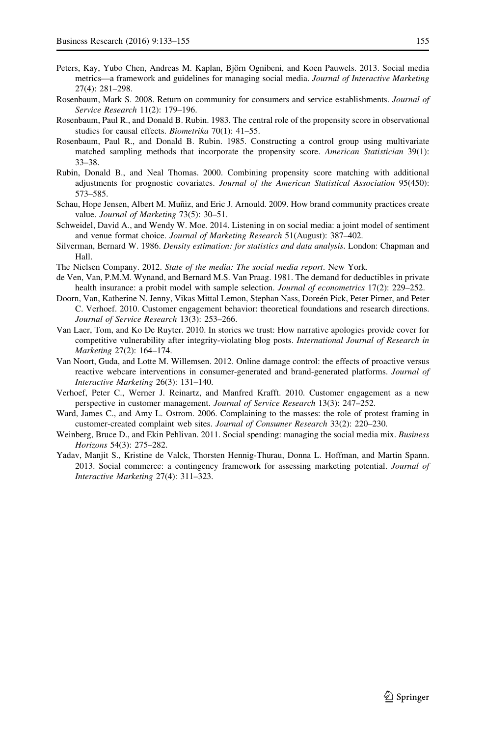Peters, Kay, Yubo Chen, Andreas M. Kaplan, Björn Ognibeni, and Koen Pauwels. 2013. Social media metrics—a framework and guidelines for managing social media. *Journal of Interactive Marketing* 27(4): 281–298.

Rosenbaum, Mark S. 2008. Return on community for consumers and service establishments. *Journal of Service Research* 11(2): 179–196.

Rosenbaum, Paul R., and Donald B. Rubin. 1983. The central role of the propensity score in observational studies for causal effects. *Biometrika* 70(1): 41–55.

Rosenbaum, Paul R., and Donald B. Rubin. 1985. Constructing a control group using multivariate matched sampling methods that incorporate the propensity score. *American Statistician* 39(1): 33–38.

Rubin, Donald B., and Neal Thomas. 2000. Combining propensity score matching with additional adjustments for prognostic covariates. *Journal of the American Statistical Association* 95(450): 573–585.

Schau, Hope Jensen, Albert M. Muñiz, and Eric J. Arnould. 2009. How brand community practices create value. *Journal of Marketing* 73(5): 30–51.

Schweidel, David A., and Wendy W. Moe. 2014. Listening in on social media: a joint model of sentiment and venue format choice. *Journal of Marketing Research* 51(August): 387–402.

Silverman, Bernard W. 1986. *Density estimation: for statistics and data analysis*. London: Chapman and Hall.

The Nielsen Company. 2012. *State of the media: The social media report*. New York.

de Ven, Van, P.M.M. Wynand, and Bernard M.S. Van Praag. 1981. The demand for deductibles in private health insurance: a probit model with sample selection. *Journal of econometrics* 17(2): 229–252.

Doorn, Van, Katherine N. Jenny, Vikas Mittal Lemon, Stephan Nass, Doreén Pick, Peter Pirner, and Peter C. Verhoef. 2010. Customer engagement behavior: theoretical foundations and research directions. *Journal of Service Research* 13(3): 253–266.

Van Laer, Tom, and Ko De Ruyter. 2010. In stories we trust: How narrative apologies provide cover for competitive vulnerability after integrity-violating blog posts. *International Journal of Research in Marketing* 27(2): 164–174.

Van Noort, Guda, and Lotte M. Willemsen. 2012. Online damage control: the effects of proactive versus reactive webcare interventions in consumer-generated and brand-generated platforms. *Journal of Interactive Marketing* 26(3): 131–140.

Verhoef, Peter C., Werner J. Reinartz, and Manfred Krafft. 2010. Customer engagement as a new perspective in customer management. *Journal of Service Research* 13(3): 247–252.

Ward, James C., and Amy L. Ostrom. 2006. Complaining to the masses: the role of protest framing in customer-created complaint web sites. *Journal of Consumer Research* 33(2): 220–230.

Weinberg, Bruce D., and Ekin Pehlivan. 2011. Social spending: managing the social media mix. *Business Horizons* 54(3): 275–282.

Yadav, Manjit S., Kristine de Valck, Thorsten Hennig-Thurau, Donna L. Hoffman, and Martin Spann. 2013. Social commerce: a contingency framework for assessing marketing potential. *Journal of Interactive Marketing* 27(4): 311–323.